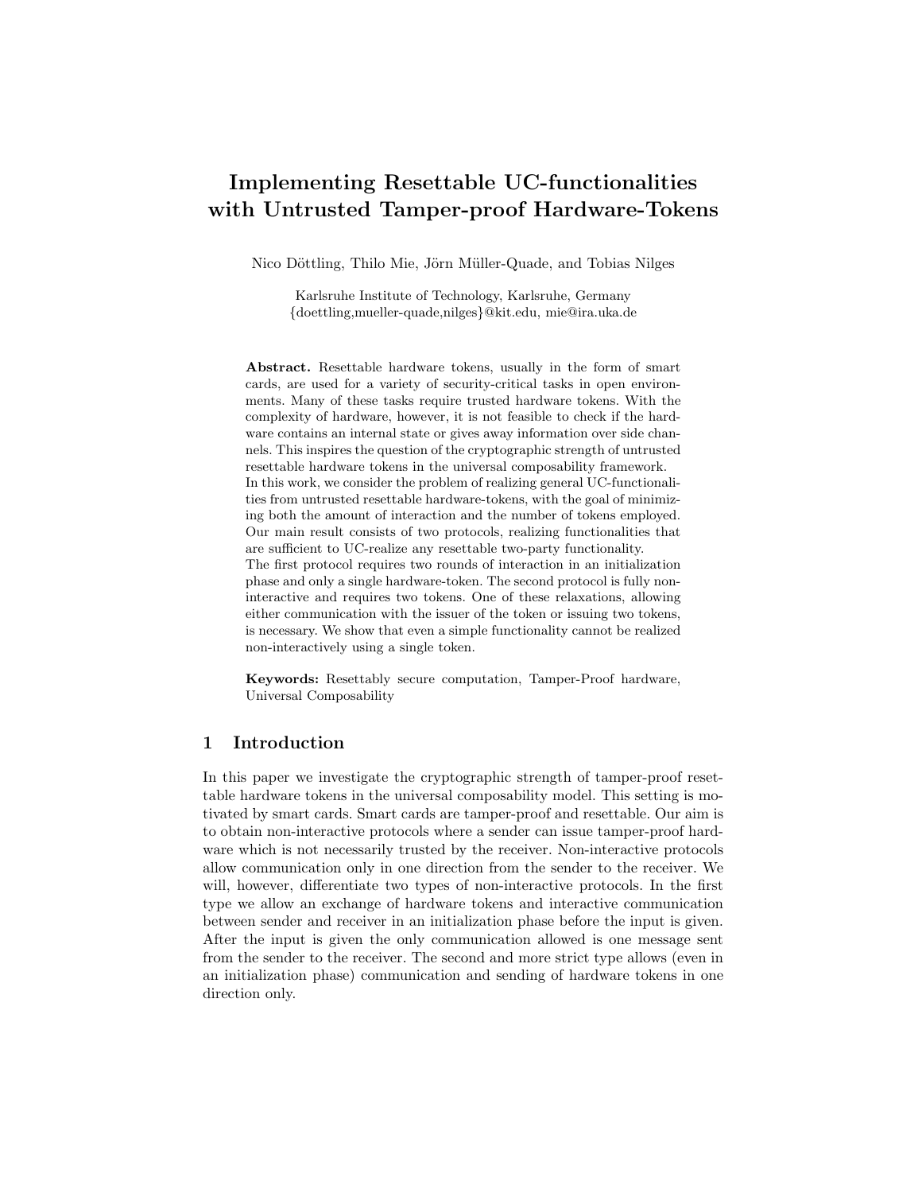# Implementing Resettable UC-functionalities with Untrusted Tamper-proof Hardware-Tokens

Nico Döttling, Thilo Mie, Jörn Müller-Quade, and Tobias Nilges

Karlsruhe Institute of Technology, Karlsruhe, Germany
{doettling,mueller-quade,nilges}@kit.edu, mie@ira.uka.de

**Abstract.** Resettable hardware tokens, usually in the form of smart cards, are used for a variety of security-critical tasks in open environments. Many of these tasks require trusted hardware tokens. With the complexity of hardware, however, it is not feasible to check if the hardware contains an internal state or gives away information over side channels. This inspires the question of the cryptographic strength of untrusted resettable hardware tokens in the universal composability framework.
In this work, we consider the problem of realizing general UC-functionalities from untrusted resettable hardware-tokens, with the goal of minimizing both the amount of interaction and the number of tokens employed. Our main result consists of two protocols, realizing functionalities that are sufficient to UC-realize any resettable two-party functionality.
The first protocol requires two rounds of interaction in an initialization phase and only a single hardware-token. The second protocol is fully non-interactive and requires two tokens. One of these relaxations, allowing either communication with the issuer of the token or issuing two tokens, is necessary. We show that even a simple functionality cannot be realized non-interactively using a single token.

**Keywords:** Resettably secure computation, Tamper-Proof hardware, Universal Composability

## 1 Introduction

In this paper we investigate the cryptographic strength of tamper-proof resettable hardware tokens in the universal composability model. This setting is motivated by smart cards. Smart cards are tamper-proof and resettable. Our aim is to obtain non-interactive protocols where a sender can issue tamper-proof hardware which is not necessarily trusted by the receiver. Non-interactive protocols allow communication only in one direction from the sender to the receiver. We will, however, differentiate two types of non-interactive protocols. In the first type we allow an exchange of hardware tokens and interactive communication between sender and receiver in an initialization phase before the input is given. After the input is given the only communication allowed is one message sent from the sender to the receiver. The second and more strict type allows (even in an initialization phase) communication and sending of hardware tokens in one direction only.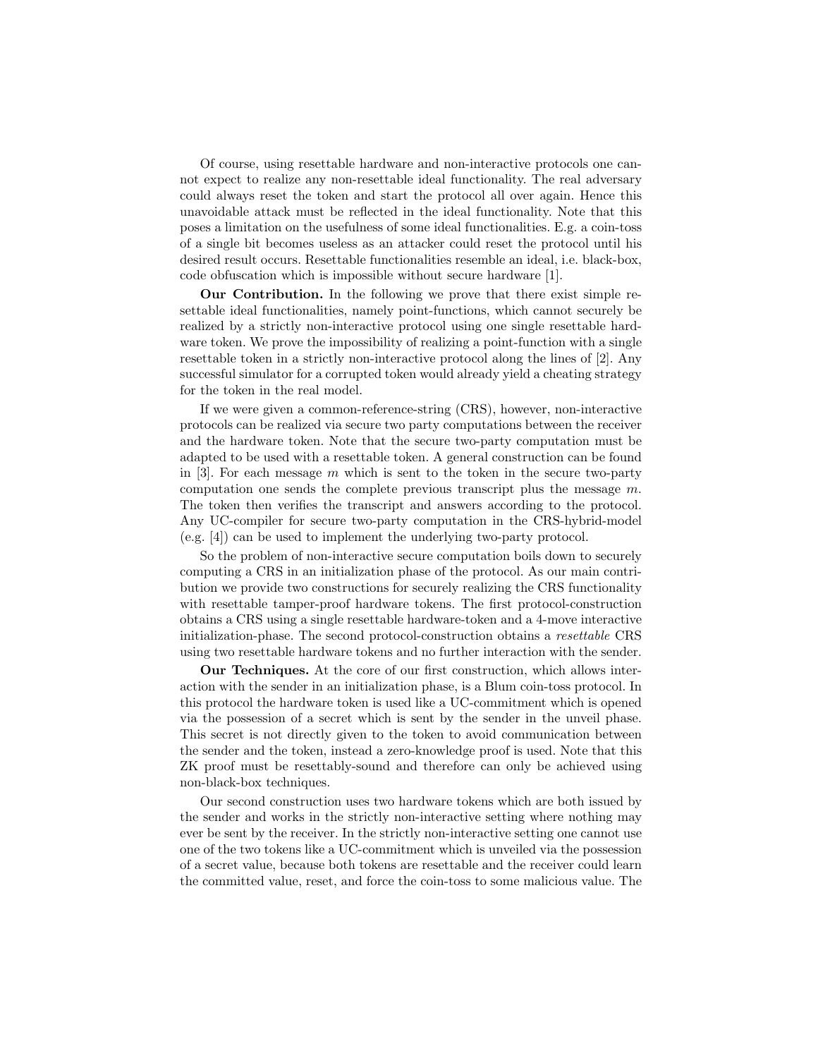Of course, using resettable hardware and non-interactive protocols one cannot expect to realize any non-resettable ideal functionality. The real adversary could always reset the token and start the protocol all over again. Hence this unavoidable attack must be reflected in the ideal functionality. Note that this poses a limitation on the usefulness of some ideal functionalities. E.g. a coin-toss of a single bit becomes useless as an attacker could reset the protocol until his desired result occurs. Resettable functionalities resemble an ideal, i.e. black-box, code obfuscation which is impossible without secure hardware [1].

**Our Contribution.** In the following we prove that there exist simple resettable ideal functionalities, namely point-functions, which cannot securely be realized by a strictly non-interactive protocol using one single resettable hardware token. We prove the impossibility of realizing a point-function with a single resettable token in a strictly non-interactive protocol along the lines of [2]. Any successful simulator for a corrupted token would already yield a cheating strategy for the token in the real model.

If we were given a common-reference-string (CRS), however, non-interactive protocols can be realized via secure two party computations between the receiver and the hardware token. Note that the secure two-party computation must be adapted to be used with a resettable token. A general construction can be found in [3]. For each message $m$ which is sent to the token in the secure two-party computation one sends the complete previous transcript plus the message $m$. The token then verifies the transcript and answers according to the protocol. Any UC-compiler for secure two-party computation in the CRS-hybrid-model (e.g. [4]) can be used to implement the underlying two-party protocol.

So the problem of non-interactive secure computation boils down to securely computing a CRS in an initialization phase of the protocol. As our main contribution we provide two constructions for securely realizing the CRS functionality with resettable tamper-proof hardware tokens. The first protocol-construction obtains a CRS using a single resettable hardware-token and a 4-move interactive initialization-phase. The second protocol-construction obtains a *resettable* CRS using two resettable hardware tokens and no further interaction with the sender.

**Our Techniques.** At the core of our first construction, which allows interaction with the sender in an initialization phase, is a Blum coin-toss protocol. In this protocol the hardware token is used like a UC-commitment which is opened via the possession of a secret which is sent by the sender in the unveil phase. This secret is not directly given to the token to avoid communication between the sender and the token, instead a zero-knowledge proof is used. Note that this ZK proof must be resettably-sound and therefore can only be achieved using non-black-box techniques.

Our second construction uses two hardware tokens which are both issued by the sender and works in the strictly non-interactive setting where nothing may ever be sent by the receiver. In the strictly non-interactive setting one cannot use one of the two tokens like a UC-commitment which is unveiled via the possession of a secret value, because both tokens are resettable and the receiver could learn the committed value, reset, and force the coin-toss to some malicious value. The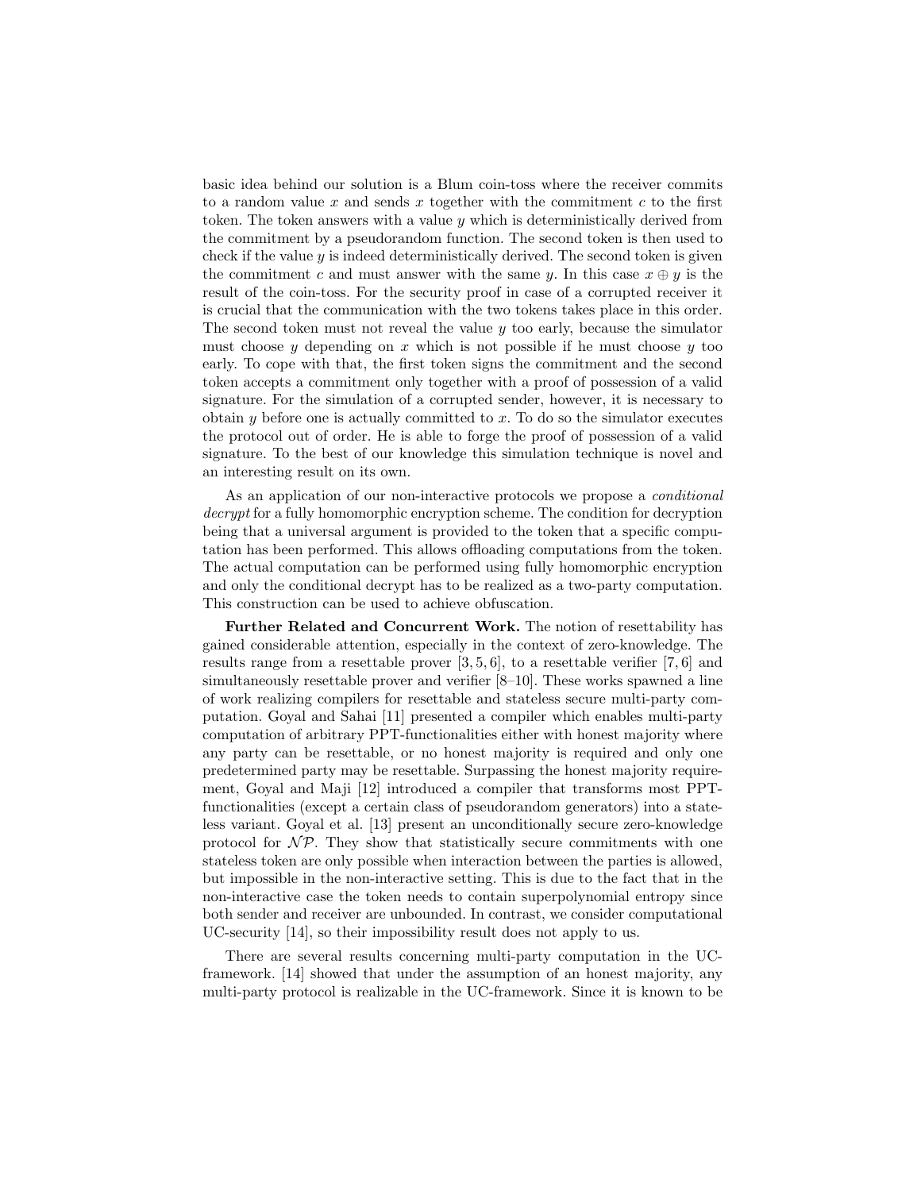basic idea behind our solution is a Blum coin-toss where the receiver commits to a random value $x$ and sends $x$ together with the commitment $c$ to the first token. The token answers with a value $y$ which is deterministically derived from the commitment by a pseudorandom function. The second token is then used to check if the value $y$ is indeed deterministically derived. The second token is given the commitment $c$ and must answer with the same $y$. In this case $x \oplus y$ is the result of the coin-toss. For the security proof in case of a corrupted receiver it is crucial that the communication with the two tokens takes place in this order. The second token must not reveal the value $y$ too early, because the simulator must choose $y$ depending on $x$ which is not possible if he must choose $y$ too early. To cope with that, the first token signs the commitment and the second token accepts a commitment only together with a proof of possession of a valid signature. For the simulation of a corrupted sender, however, it is necessary to obtain $y$ before one is actually committed to $x$. To do so the simulator executes the protocol out of order. He is able to forge the proof of possession of a valid signature. To the best of our knowledge this simulation technique is novel and an interesting result on its own.

As an application of our non-interactive protocols we propose a *conditional decrypt* for a fully homomorphic encryption scheme. The condition for decryption being that a universal argument is provided to the token that a specific computation has been performed. This allows offloading computations from the token. The actual computation can be performed using fully homomorphic encryption and only the conditional decrypt has to be realized as a two-party computation. This construction can be used to achieve obfuscation.

**Further Related and Concurrent Work.** The notion of resettability has gained considerable attention, especially in the context of zero-knowledge. The results range from a resettable prover [3, 5, 6], to a resettable verifier [7, 6] and simultaneously resettable prover and verifier [8–10]. These works spawned a line of work realizing compilers for resettable and stateless secure multi-party computation. Goyal and Sahai [11] presented a compiler which enables multi-party computation of arbitrary PPT-functionalities either with honest majority where any party can be resettable, or no honest majority is required and only one predetermined party may be resettable. Surpassing the honest majority requirement, Goyal and Maji [12] introduced a compiler that transforms most PPT-functionalities (except a certain class of pseudorandom generators) into a stateless variant. Goyal et al. [13] present an unconditionally secure zero-knowledge protocol for $\mathcal{NP}$. They show that statistically secure commitments with one stateless token are only possible when interaction between the parties is allowed, but impossible in the non-interactive setting. This is due to the fact that in the non-interactive case the token needs to contain superpolynomial entropy since both sender and receiver are unbounded. In contrast, we consider computational UC-security [14], so their impossibility result does not apply to us.

There are several results concerning multi-party computation in the UC-framework. [14] showed that under the assumption of an honest majority, any multi-party protocol is realizable in the UC-framework. Since it is known to be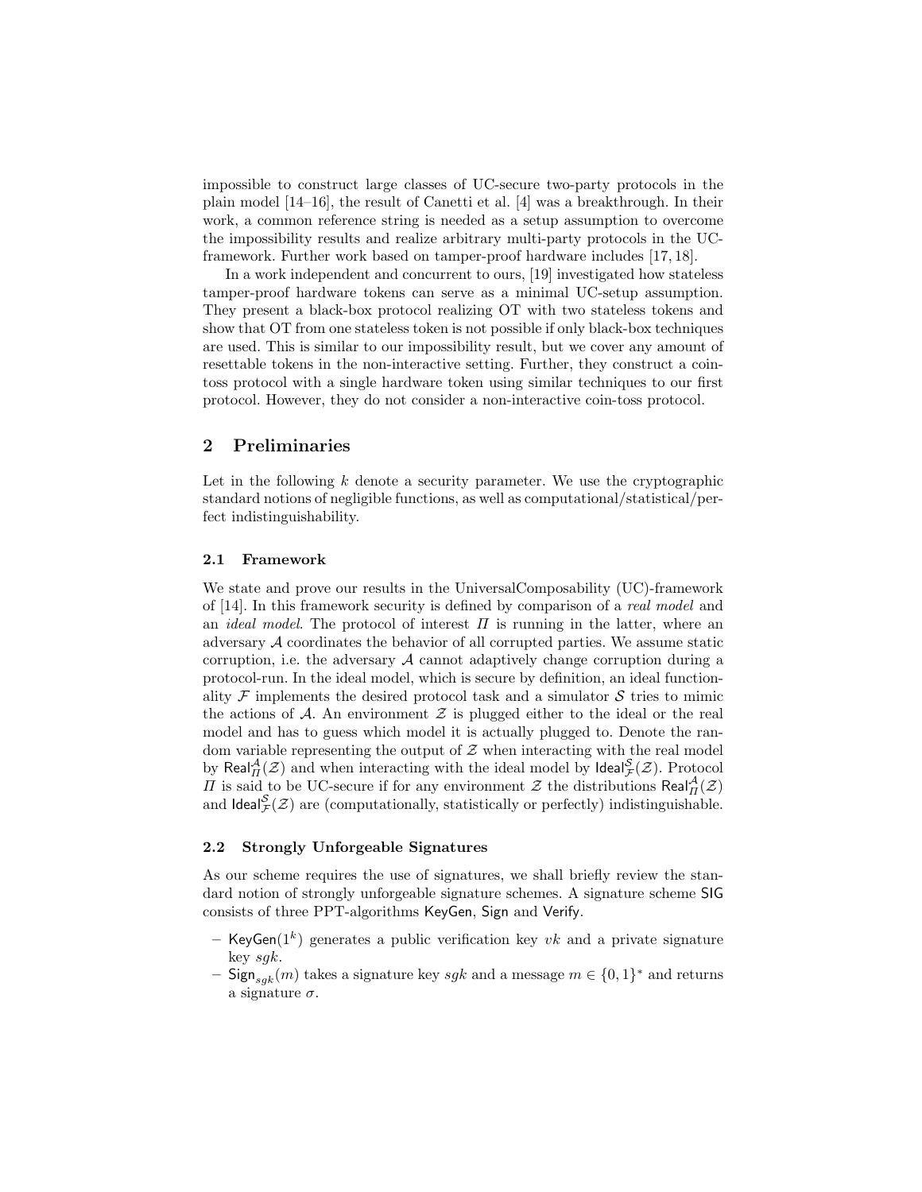impossible to construct large classes of UC-secure two-party protocols in the plain model [14–16], the result of Canetti et al. [4] was a breakthrough. In their work, a common reference string is needed as a setup assumption to overcome the impossibility results and realize arbitrary multi-party protocols in the UC-framework. Further work based on tamper-proof hardware includes [17, 18].

In a work independent and concurrent to ours, [19] investigated how stateless tamper-proof hardware tokens can serve as a minimal UC-setup assumption. They present a black-box protocol realizing OT with two stateless tokens and show that OT from one stateless token is not possible if only black-box techniques are used. This is similar to our impossibility result, but we cover any amount of resettable tokens in the non-interactive setting. Further, they construct a coin-toss protocol with a single hardware token using similar techniques to our first protocol. However, they do not consider a non-interactive coin-toss protocol.

## 2 Preliminaries

Let in the following $k$ denote a security parameter. We use the cryptographic standard notions of negligible functions, as well as computational/statistical/perfect indistinguishability.

### 2.1 Framework

We state and prove our results in the UniversalComposability (UC)-framework of [14]. In this framework security is defined by comparison of a *real model* and an *ideal model*. The protocol of interest $\Pi$ is running in the latter, where an adversary $\mathcal{A}$ coordinates the behavior of all corrupted parties. We assume static corruption, i.e. the adversary $\mathcal{A}$ cannot adaptively change corruption during a protocol-run. In the ideal model, which is secure by definition, an ideal functionality $\mathcal{F}$ implements the desired protocol task and a simulator $\mathcal{S}$ tries to mimic the actions of $\mathcal{A}$. An environment $\mathcal{Z}$ is plugged either to the ideal or the real model and has to guess which model it is actually plugged to. Denote the random variable representing the output of $\mathcal{Z}$ when interacting with the real model by $\mathsf{Real}_{\Pi}^{\mathcal{A}}(\mathcal{Z})$ and when interacting with the ideal model by $\mathsf{Ideal}_{\mathcal{F}}^{\mathcal{S}}(\mathcal{Z})$. Protocol $\Pi$ is said to be UC-secure if for any environment $\mathcal{Z}$ the distributions $\mathsf{Real}_{\Pi}^{\mathcal{A}}(\mathcal{Z})$ and $\mathsf{Ideal}_{\mathcal{F}}^{\mathcal{S}}(\mathcal{Z})$ are (computationally, statistically or perfectly) indistinguishable.

### 2.2 Strongly Unforgeable Signatures

As our scheme requires the use of signatures, we shall briefly review the standard notion of strongly unforgeable signature schemes. A signature scheme $\mathsf{SIG}$ consists of three PPT-algorithms $\mathsf{KeyGen}$, $\mathsf{Sign}$ and $\mathsf{Verify}$.

- $\mathsf{KeyGen}(1^k)$ generates a public verification key $vk$ and a private signature key $sgk$.
- $\mathsf{Sign}_{sgk}(m)$ takes a signature key $sgk$ and a message $m \in \{0,1\}^*$ and returns a signature $\sigma$.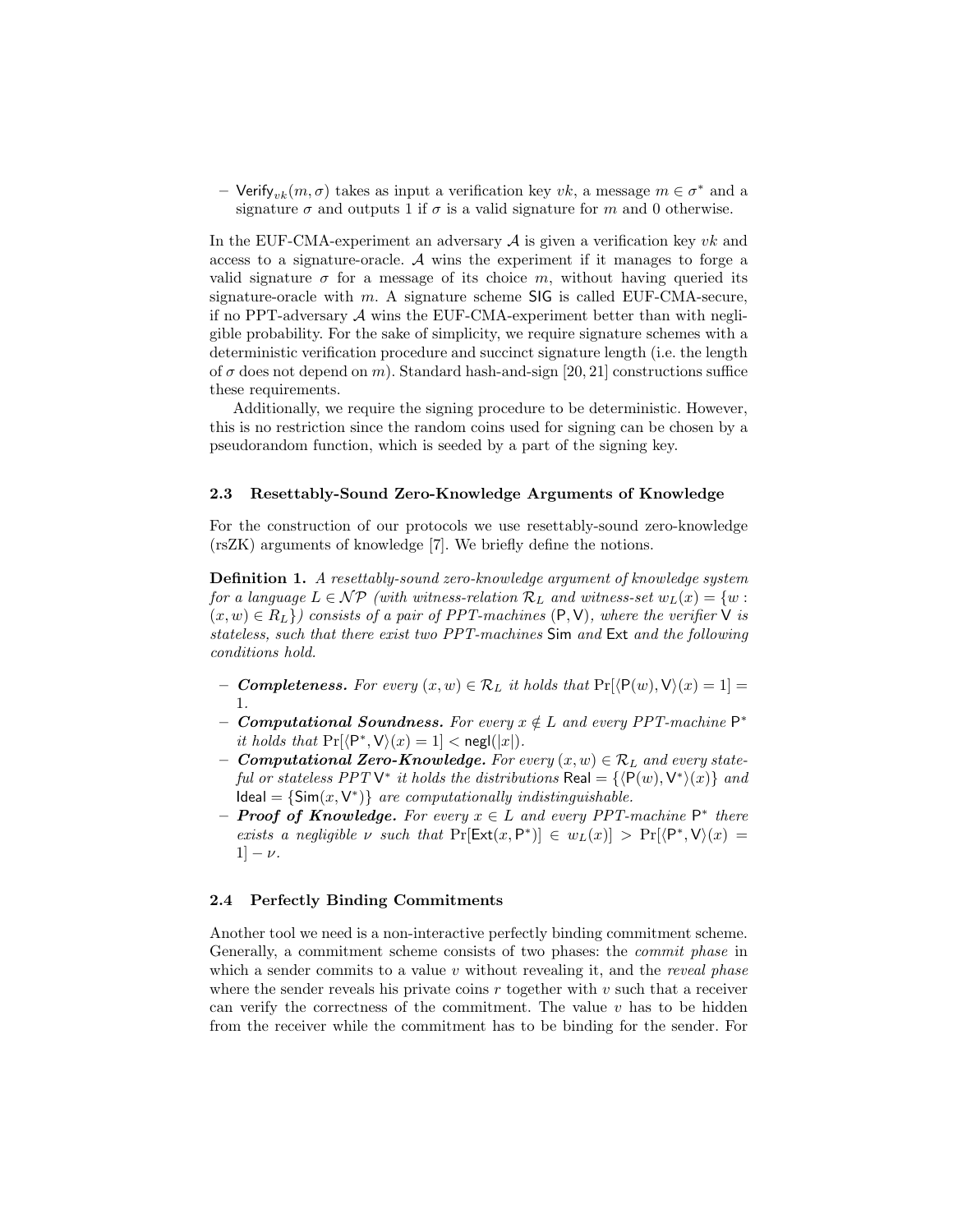– $\mathsf{Verify}_{vk}(m, \sigma)$ takes as input a verification key $vk$, a message $m \in \sigma^*$ and a signature $\sigma$ and outputs 1 if $\sigma$ is a valid signature for $m$ and 0 otherwise.

In the EUF-CMA-experiment an adversary $\mathcal{A}$ is given a verification key $vk$ and access to a signature-oracle. $\mathcal{A}$ wins the experiment if it manages to forge a valid signature $\sigma$ for a message of its choice $m$, without having queried its signature-oracle with $m$. A signature scheme $\mathsf{SIG}$ is called EUF-CMA-secure, if no PPT-adversary $\mathcal{A}$ wins the EUF-CMA-experiment better than with negligible probability. For the sake of simplicity, we require signature schemes with a deterministic verification procedure and succinct signature length (i.e. the length of $\sigma$ does not depend on $m$). Standard hash-and-sign [20, 21] constructions suffice these requirements.

Additionally, we require the signing procedure to be deterministic. However, this is no restriction since the random coins used for signing can be chosen by a pseudorandom function, which is seeded by a part of the signing key.

### 2.3 Resettably-Sound Zero-Knowledge Arguments of Knowledge

For the construction of our protocols we use resettably-sound zero-knowledge (rsZK) arguments of knowledge [7]. We briefly define the notions.

**Definition 1.** *A resettably-sound zero-knowledge argument of knowledge system for a language $L \in \mathcal{NP}$ (with witness-relation $\mathcal{R}_L$ and witness-set $w_L(x) = \{w : (x, w) \in R_L\}$) consists of a pair of PPT-machines $(\mathsf{P}, \mathsf{V})$, where the verifier $\mathsf{V}$ is stateless, such that there exist two PPT-machines $\mathsf{Sim}$ and $\mathsf{Ext}$ and the following conditions hold.*

- ***Completeness.*** *For every $(x, w) \in \mathcal{R}_L$ it holds that $\Pr[\langle \mathsf{P}(w), \mathsf{V}\rangle(x) = 1] = 1$.*
- ***Computational Soundness.*** *For every $x \notin L$ and every PPT-machine $\mathsf{P}^*$ it holds that $\Pr[\langle \mathsf{P}^*, \mathsf{V}\rangle(x) = 1] < \mathsf{negl}(|x|)$.*
- ***Computational Zero-Knowledge.*** *For every $(x, w) \in \mathcal{R}_L$ and every stateful or stateless PPT $\mathsf{V}^*$ it holds the distributions $\mathsf{Real} = \{\langle \mathsf{P}(w), \mathsf{V}^*\rangle(x)\}$ and $\mathsf{Ideal} = \{\mathsf{Sim}(x, \mathsf{V}^*)\}$ are computationally indistinguishable.*
- ***Proof of Knowledge.*** *For every $x \in L$ and every PPT-machine $\mathsf{P}^*$ there exists a negligible $\nu$ such that $\Pr[\mathsf{Ext}(x, \mathsf{P}^*)] \in w_L(x)] > \Pr[\langle \mathsf{P}^*, \mathsf{V}\rangle(x) = 1] - \nu$.*

### 2.4 Perfectly Binding Commitments

Another tool we need is a non-interactive perfectly binding commitment scheme. Generally, a commitment scheme consists of two phases: the *commit phase* in which a sender commits to a value $v$ without revealing it, and the *reveal phase* where the sender reveals his private coins $r$ together with $v$ such that a receiver can verify the correctness of the commitment. The value $v$ has to be hidden from the receiver while the commitment has to be binding for the sender. For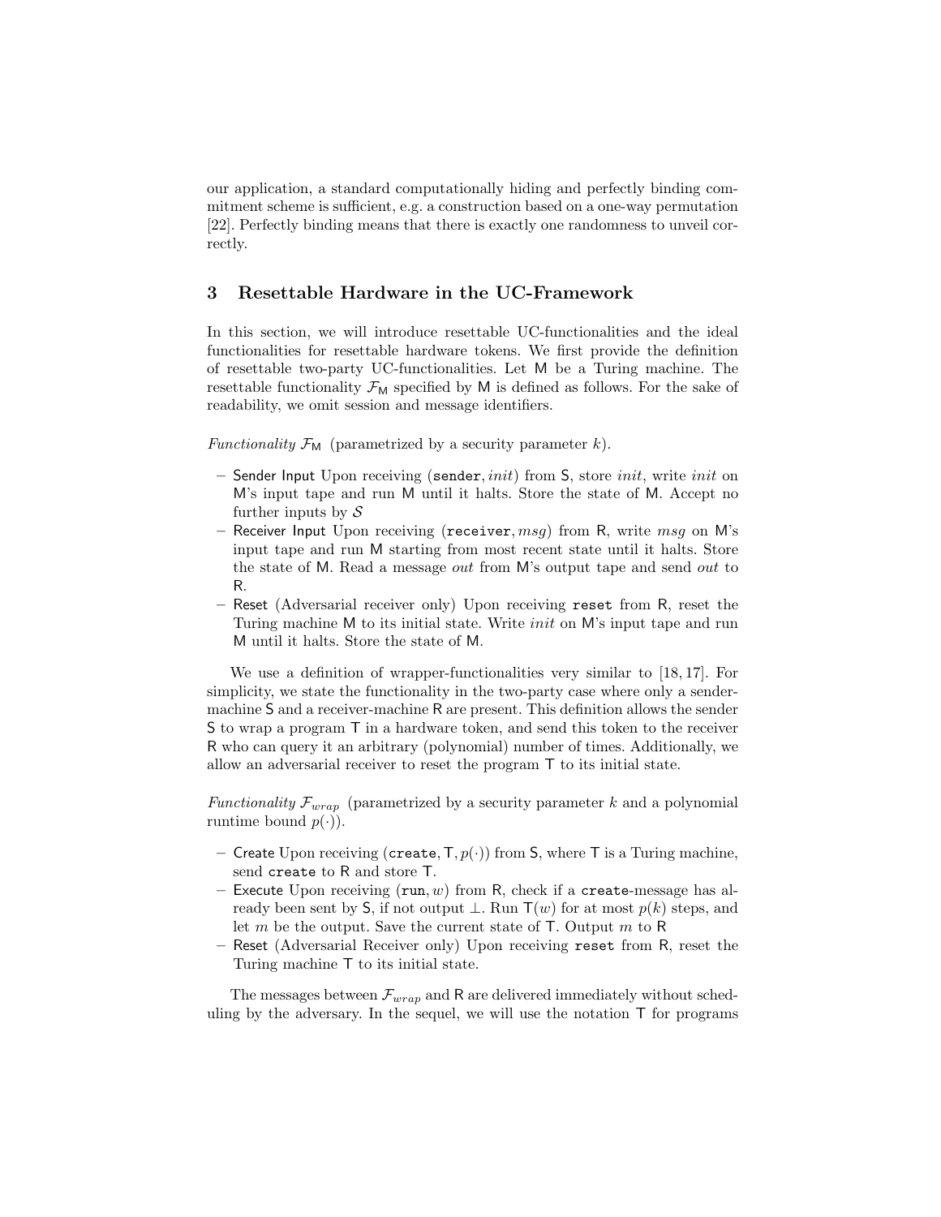our application, a standard computationally hiding and perfectly binding commitment scheme is sufficient, e.g. a construction based on a one-way permutation [22]. Perfectly binding means that there is exactly one randomness to unveil correctly.

## 3 Resettable Hardware in the UC-Framework

In this section, we will introduce resettable UC-functionalities and the ideal functionalities for resettable hardware tokens. We first provide the definition of resettable two-party UC-functionalities. Let $\mathsf{M}$ be a Turing machine. The resettable functionality $\mathcal{F}_{\mathsf{M}}$ specified by $\mathsf{M}$ is defined as follows. For the sake of readability, we omit session and message identifiers.

*Functionality* $\mathcal{F}_{\mathsf{M}}$ (parametrized by a security parameter $k$).

- Sender Input Upon receiving $(\texttt{sender}, init)$ from $\mathsf{S}$, store $init$, write $init$ on $\mathsf{M}$'s input tape and run $\mathsf{M}$ until it halts. Store the state of $\mathsf{M}$. Accept no further inputs by $\mathcal{S}$
- Receiver Input Upon receiving $(\texttt{receiver}, msg)$ from $\mathsf{R}$, write $msg$ on $\mathsf{M}$'s input tape and run $\mathsf{M}$ starting from most recent state until it halts. Store the state of $\mathsf{M}$. Read a message $out$ from $\mathsf{M}$'s output tape and send $out$ to $\mathsf{R}$.
- Reset (Adversarial receiver only) Upon receiving $\texttt{reset}$ from $\mathsf{R}$, reset the Turing machine $\mathsf{M}$ to its initial state. Write $init$ on $\mathsf{M}$'s input tape and run $\mathsf{M}$ until it halts. Store the state of $\mathsf{M}$.

We use a definition of wrapper-functionalities very similar to [18, 17]. For simplicity, we state the functionality in the two-party case where only a sender-machine $\mathsf{S}$ and a receiver-machine $\mathsf{R}$ are present. This definition allows the sender $\mathsf{S}$ to wrap a program $\mathsf{T}$ in a hardware token, and send this token to the receiver $\mathsf{R}$ who can query it an arbitrary (polynomial) number of times. Additionally, we allow an adversarial receiver to reset the program $\mathsf{T}$ to its initial state.

*Functionality* $\mathcal{F}_{wrap}$ (parametrized by a security parameter $k$ and a polynomial runtime bound $p(\cdot)$).

- Create Upon receiving $(\texttt{create}, \mathsf{T}, p(\cdot))$ from $\mathsf{S}$, where $\mathsf{T}$ is a Turing machine, send $\texttt{create}$ to $\mathsf{R}$ and store $\mathsf{T}$.
- Execute Upon receiving $(\texttt{run}, w)$ from $\mathsf{R}$, check if a $\texttt{create}$-message has already been sent by $\mathsf{S}$, if not output $\perp$. Run $\mathsf{T}(w)$ for at most $p(k)$ steps, and let $m$ be the output. Save the current state of $\mathsf{T}$. Output $m$ to $\mathsf{R}$
- Reset (Adversarial Receiver only) Upon receiving $\texttt{reset}$ from $\mathsf{R}$, reset the Turing machine $\mathsf{T}$ to its initial state.

The messages between $\mathcal{F}_{wrap}$ and $\mathsf{R}$ are delivered immediately without scheduling by the adversary. In the sequel, we will use the notation $\mathsf{T}$ for programs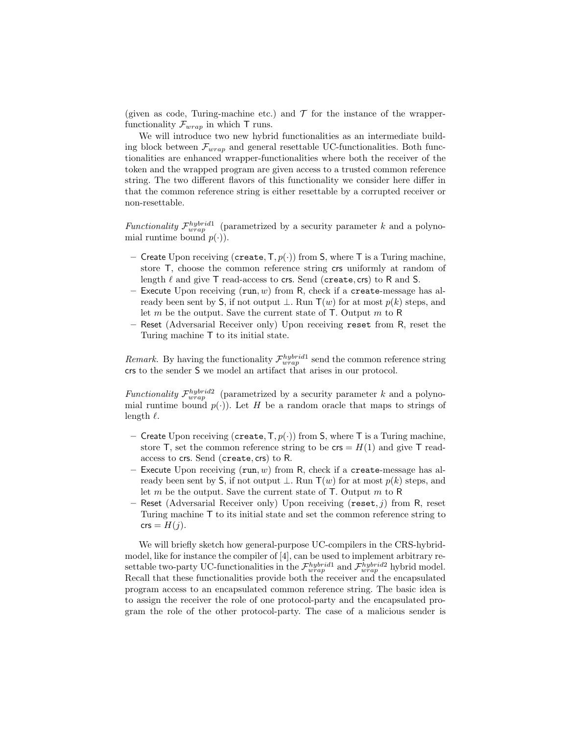(given as code, Turing-machine etc.) and $\mathcal{T}$ for the instance of the wrapper-functionality $\mathcal{F}_{wrap}$ in which $\mathsf{T}$ runs.

We will introduce two new hybrid functionalities as an intermediate building block between $\mathcal{F}_{wrap}$ and general resettable UC-functionalities. Both functionalities are enhanced wrapper-functionalities where both the receiver of the token and the wrapped program are given access to a trusted common reference string. The two different flavors of this functionality we consider here differ in that the common reference string is either resettable by a corrupted receiver or non-resettable.

*Functionality* $\mathcal{F}_{wrap}^{hybrid1}$ (parametrized by a security parameter $k$ and a polynomial runtime bound $p(\cdot)$).

- Create Upon receiving $(\mathtt{create}, \mathsf{T}, p(\cdot))$ from $\mathsf{S}$, where $\mathsf{T}$ is a Turing machine, store $\mathsf{T}$, choose the common reference string $\mathsf{crs}$ uniformly at random of length $\ell$ and give $\mathsf{T}$ read-access to $\mathsf{crs}$. Send $(\mathtt{create}, \mathsf{crs})$ to $\mathsf{R}$ and $\mathsf{S}$.
- Execute Upon receiving $(\mathtt{run}, w)$ from $\mathsf{R}$, check if a $\mathtt{create}$-message has already been sent by $\mathsf{S}$, if not output $\bot$. Run $\mathsf{T}(w)$ for at most $p(k)$ steps, and let $m$ be the output. Save the current state of $\mathsf{T}$. Output $m$ to $\mathsf{R}$
- Reset (Adversarial Receiver only) Upon receiving $\mathtt{reset}$ from $\mathsf{R}$, reset the Turing machine $\mathsf{T}$ to its initial state.

*Remark.* By having the functionality $\mathcal{F}_{wrap}^{hybrid1}$ send the common reference string $\mathsf{crs}$ to the sender $\mathsf{S}$ we model an artifact that arises in our protocol.

*Functionality* $\mathcal{F}_{wrap}^{hybrid2}$ (parametrized by a security parameter $k$ and a polynomial runtime bound $p(\cdot)$). Let $H$ be a random oracle that maps to strings of length $\ell$.

- Create Upon receiving $(\mathtt{create}, \mathsf{T}, p(\cdot))$ from $\mathsf{S}$, where $\mathsf{T}$ is a Turing machine, store $\mathsf{T}$, set the common reference string to be $\mathsf{crs} = H(1)$ and give $\mathsf{T}$ read-access to $\mathsf{crs}$. Send $(\mathtt{create}, \mathsf{crs})$ to $\mathsf{R}$.
- Execute Upon receiving $(\mathtt{run}, w)$ from $\mathsf{R}$, check if a $\mathtt{create}$-message has already been sent by $\mathsf{S}$, if not output $\bot$. Run $\mathsf{T}(w)$ for at most $p(k)$ steps, and let $m$ be the output. Save the current state of $\mathsf{T}$. Output $m$ to $\mathsf{R}$
- Reset (Adversarial Receiver only) Upon receiving $(\mathtt{reset}, j)$ from $\mathsf{R}$, reset Turing machine $\mathsf{T}$ to its initial state and set the common reference string to $\mathsf{crs} = H(j)$.

We will briefly sketch how general-purpose UC-compilers in the CRS-hybrid-model, like for instance the compiler of [4], can be used to implement arbitrary resettable two-party UC-functionalities in the $\mathcal{F}_{wrap}^{hybrid1}$ and $\mathcal{F}_{wrap}^{hybrid2}$ hybrid model. Recall that these functionalities provide both the receiver and the encapsulated program access to an encapsulated common reference string. The basic idea is to assign the receiver the role of one protocol-party and the encapsulated program the role of the other protocol-party. The case of a malicious sender is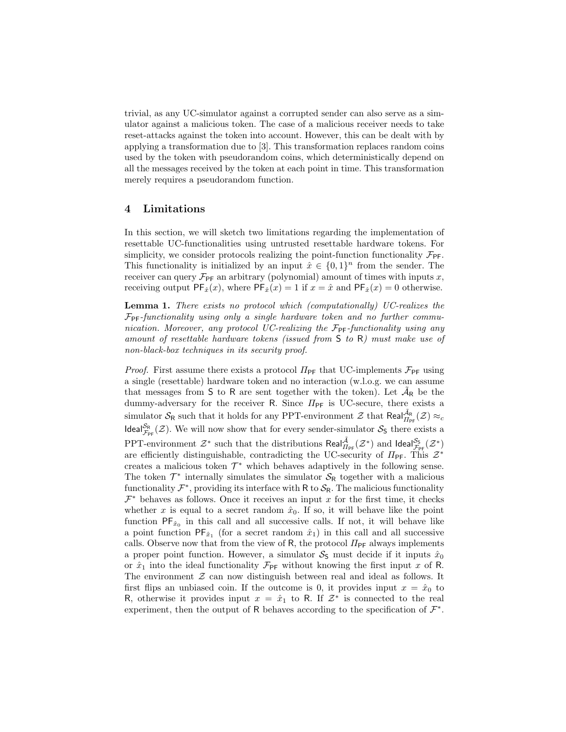trivial, as any UC-simulator against a corrupted sender can also serve as a simulator against a malicious token. The case of a malicious receiver needs to take reset-attacks against the token into account. However, this can be dealt with by applying a transformation due to [3]. This transformation replaces random coins used by the token with pseudorandom coins, which deterministically depend on all the messages received by the token at each point in time. This transformation merely requires a pseudorandom function.

## 4 Limitations

In this section, we will sketch two limitations regarding the implementation of resettable UC-functionalities using untrusted resettable hardware tokens. For simplicity, we consider protocols realizing the point-function functionality $\mathcal{F}_{\mathsf{PF}}$. This functionality is initialized by an input $\hat{x} \in \{0,1\}^n$ from the sender. The receiver can query $\mathcal{F}_{\mathsf{PF}}$ an arbitrary (polynomial) amount of times with inputs $x$, receiving output $\mathsf{PF}_{\hat{x}}(x)$, where $\mathsf{PF}_{\hat{x}}(x) = 1$ if $x = \hat{x}$ and $\mathsf{PF}_{\hat{x}}(x) = 0$ otherwise.

**Lemma 1.** *There exists no protocol which (computationally) UC-realizes the $\mathcal{F}_{\mathsf{PF}}$-functionality using only a single hardware token and no further communication. Moreover, any protocol UC-realizing the $\mathcal{F}_{\mathsf{PF}}$-functionality using any amount of resettable hardware tokens (issued from $\mathsf{S}$ to $\mathsf{R}$) must make use of non-black-box techniques in its security proof.*

*Proof.* First assume there exists a protocol $\Pi_{\mathsf{PF}}$ that UC-implements $\mathcal{F}_{\mathsf{PF}}$ using a single (resettable) hardware token and no interaction (w.l.o.g. we can assume that messages from $\mathsf{S}$ to $\mathsf{R}$ are sent together with the token). Let $\tilde{\mathcal{A}}_{\mathsf{R}}$ be the dummy-adversary for the receiver $\mathsf{R}$. Since $\Pi_{\mathsf{PF}}$ is UC-secure, there exists a simulator $\mathcal{S}_{\mathsf{R}}$ such that it holds for any PPT-environment $\mathcal{Z}$ that $\mathsf{Real}_{\Pi_{\mathsf{PF}}}^{\tilde{\mathcal{A}}_{\mathsf{R}}}(\mathcal{Z}) \approx_c \mathsf{Ideal}_{\mathcal{F}_{\mathsf{PF}}}^{\mathcal{S}_{\mathsf{R}}}(\mathcal{Z})$. We will now show that for every sender-simulator $\mathcal{S}_{\mathsf{S}}$ there exists a PPT-environment $\mathcal{Z}^*$ such that the distributions $\mathsf{Real}_{\Pi_{\mathsf{PF}}}^{\tilde{\mathcal{A}}}(\mathcal{Z}^*)$ and $\mathsf{Ideal}_{\mathcal{F}_{\mathsf{PF}}}^{\mathcal{S}_{\mathsf{S}}}(\mathcal{Z}^*)$ are efficiently distinguishable, contradicting the UC-security of $\Pi_{\mathsf{PF}}$. This $\mathcal{Z}^*$ creates a malicious token $\mathcal{T}^*$ which behaves adaptively in the following sense. The token $\mathcal{T}^*$ internally simulates the simulator $\mathcal{S}_{\mathsf{R}}$ together with a malicious functionality $\mathcal{F}^*$, providing its interface with $\mathsf{R}$ to $\mathcal{S}_{\mathsf{R}}$. The malicious functionality $\mathcal{F}^*$ behaves as follows. Once it receives an input $x$ for the first time, it checks whether $x$ is equal to a secret random $\hat{x}_0$. If so, it will behave like the point function $\mathsf{PF}_{\hat{x}_0}$ in this call and all successive calls. If not, it will behave like a point function $\mathsf{PF}_{\hat{x}_1}$ (for a secret random $\hat{x}_1$) in this call and all successive calls. Observe now that from the view of $\mathsf{R}$, the protocol $\Pi_{\mathsf{PF}}$ always implements a proper point function. However, a simulator $\mathcal{S}_{\mathsf{S}}$ must decide if it inputs $\hat{x}_0$ or $\hat{x}_1$ into the ideal functionality $\mathcal{F}_{\mathsf{PF}}$ without knowing the first input $x$ of $\mathsf{R}$. The environment $\mathcal{Z}$ can now distinguish between real and ideal as follows. It first flips an unbiased coin. If the outcome is 0, it provides input $x = \hat{x}_0$ to $\mathsf{R}$, otherwise it provides input $x = \hat{x}_1$ to $\mathsf{R}$. If $\mathcal{Z}^*$ is connected to the real experiment, then the output of $\mathsf{R}$ behaves according to the specification of $\mathcal{F}^*$.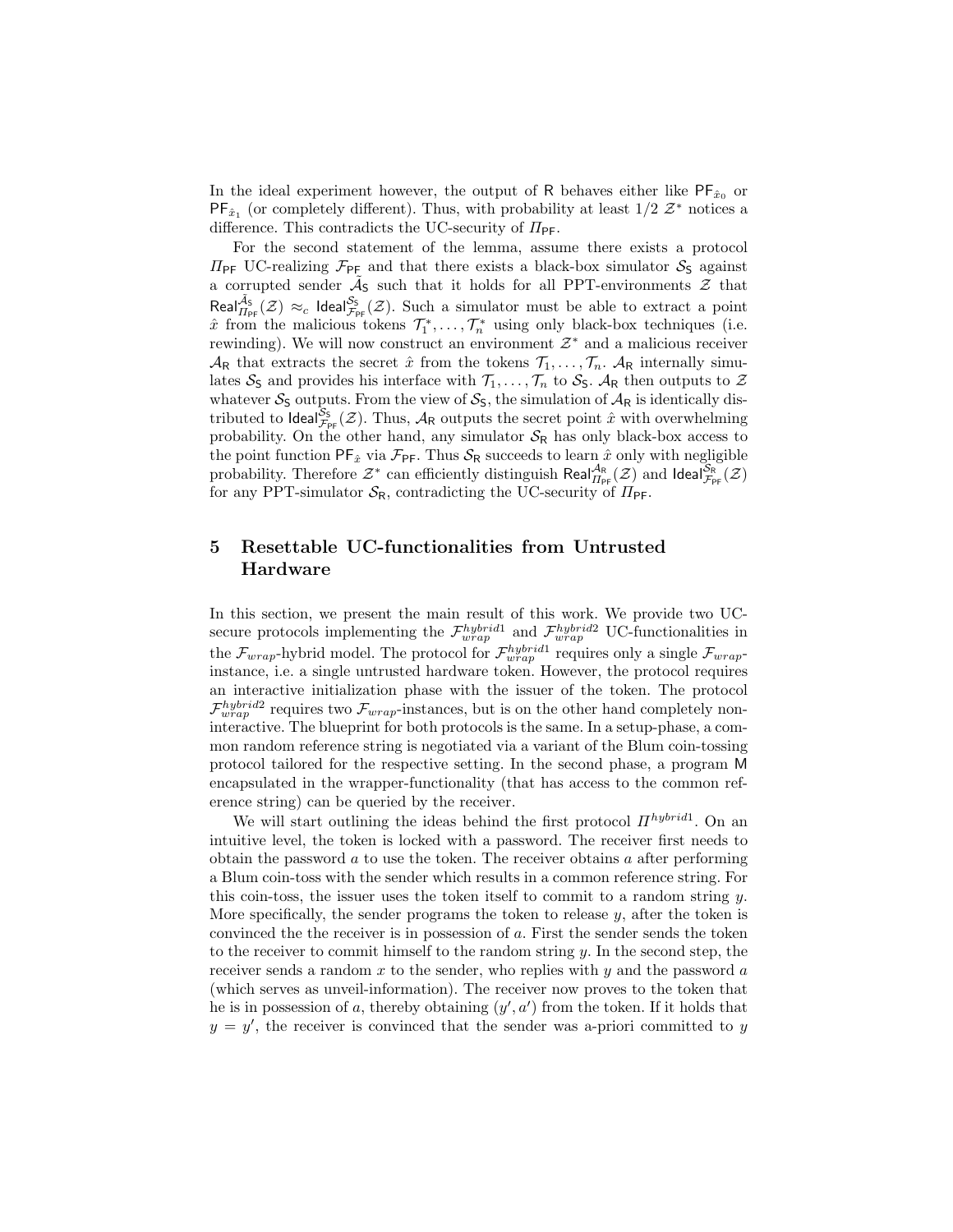In the ideal experiment however, the output of $\mathsf{R}$ behaves either like $\mathsf{PF}_{\hat{x}_0}$ or $\mathsf{PF}_{\hat{x}_1}$ (or completely different). Thus, with probability at least $1/2$ $\mathcal{Z}^*$ notices a difference. This contradicts the UC-security of $\Pi_{\mathsf{PF}}$.

For the second statement of the lemma, assume there exists a protocol $\Pi_{\mathsf{PF}}$ UC-realizing $\mathcal{F}_{\mathsf{PF}}$ and that there exists a black-box simulator $\mathcal{S}_{\mathsf{S}}$ against a corrupted sender $\tilde{\mathcal{A}}_{\mathsf{S}}$ such that it holds for all PPT-environments $\mathcal{Z}$ that $\mathsf{Real}^{\tilde{\mathcal{A}}_{\mathsf{S}}}_{\Pi_{\mathsf{PF}}}(\mathcal{Z}) \approx_c \mathsf{Ideal}^{\mathcal{S}_{\mathsf{S}}}_{\mathcal{F}_{\mathsf{PF}}}(\mathcal{Z})$. Such a simulator must be able to extract a point $\hat{x}$ from the malicious tokens $\mathcal{T}_1^*, \ldots, \mathcal{T}_n^*$ using only black-box techniques (i.e. rewinding). We will now construct an environment $\mathcal{Z}^*$ and a malicious receiver $\mathcal{A}_{\mathsf{R}}$ that extracts the secret $\hat{x}$ from the tokens $\mathcal{T}_1, \ldots, \mathcal{T}_n$. $\mathcal{A}_{\mathsf{R}}$ internally simulates $\mathcal{S}_{\mathsf{S}}$ and provides his interface with $\mathcal{T}_1, \ldots, \mathcal{T}_n$ to $\mathcal{S}_{\mathsf{S}}$. $\mathcal{A}_{\mathsf{R}}$ then outputs to $\mathcal{Z}$ whatever $\mathcal{S}_{\mathsf{S}}$ outputs. From the view of $\mathcal{S}_{\mathsf{S}}$, the simulation of $\mathcal{A}_{\mathsf{R}}$ is identically distributed to $\mathsf{Ideal}^{\mathcal{S}_{\mathsf{S}}}_{\mathcal{F}_{\mathsf{PF}}}(\mathcal{Z})$. Thus, $\mathcal{A}_{\mathsf{R}}$ outputs the secret point $\hat{x}$ with overwhelming probability. On the other hand, any simulator $\mathcal{S}_{\mathsf{R}}$ has only black-box access to the point function $\mathsf{PF}_{\hat{x}}$ via $\mathcal{F}_{\mathsf{PF}}$. Thus $\mathcal{S}_{\mathsf{R}}$ succeeds to learn $\hat{x}$ only with negligible probability. Therefore $\mathcal{Z}^*$ can efficiently distinguish $\mathsf{Real}^{\mathcal{A}_{\mathsf{R}}}_{\Pi_{\mathsf{PF}}}(\mathcal{Z})$ and $\mathsf{Ideal}^{\mathcal{S}_{\mathsf{R}}}_{\mathcal{F}_{\mathsf{PF}}}(\mathcal{Z})$ for any PPT-simulator $\mathcal{S}_{\mathsf{R}}$, contradicting the UC-security of $\Pi_{\mathsf{PF}}$.

## 5 Resettable UC-functionalities from Untrusted Hardware

In this section, we present the main result of this work. We provide two UC-secure protocols implementing the $\mathcal{F}^{hybrid1}_{wrap}$ and $\mathcal{F}^{hybrid2}_{wrap}$ UC-functionalities in the $\mathcal{F}_{wrap}$-hybrid model. The protocol for $\mathcal{F}^{hybrid1}_{wrap}$ requires only a single $\mathcal{F}_{wrap}$-instance, i.e. a single untrusted hardware token. However, the protocol requires an interactive initialization phase with the issuer of the token. The protocol $\mathcal{F}^{hybrid2}_{wrap}$ requires two $\mathcal{F}_{wrap}$-instances, but is on the other hand completely non-interactive. The blueprint for both protocols is the same. In a setup-phase, a common random reference string is negotiated via a variant of the Blum coin-tossing protocol tailored for the respective setting. In the second phase, a program $\mathsf{M}$ encapsulated in the wrapper-functionality (that has access to the common reference string) can be queried by the receiver.

We will start outlining the ideas behind the first protocol $\Pi^{hybrid1}$. On an intuitive level, the token is locked with a password. The receiver first needs to obtain the password $a$ to use the token. The receiver obtains $a$ after performing a Blum coin-toss with the sender which results in a common reference string. For this coin-toss, the issuer uses the token itself to commit to a random string $y$. More specifically, the sender programs the token to release $y$, after the token is convinced the the receiver is in possession of $a$. First the sender sends the token to the receiver to commit himself to the random string $y$. In the second step, the receiver sends a random $x$ to the sender, who replies with $y$ and the password $a$ (which serves as unveil-information). The receiver now proves to the token that he is in possession of $a$, thereby obtaining $(y', a')$ from the token. If it holds that $y = y'$, the receiver is convinced that the sender was a-priori committed to $y$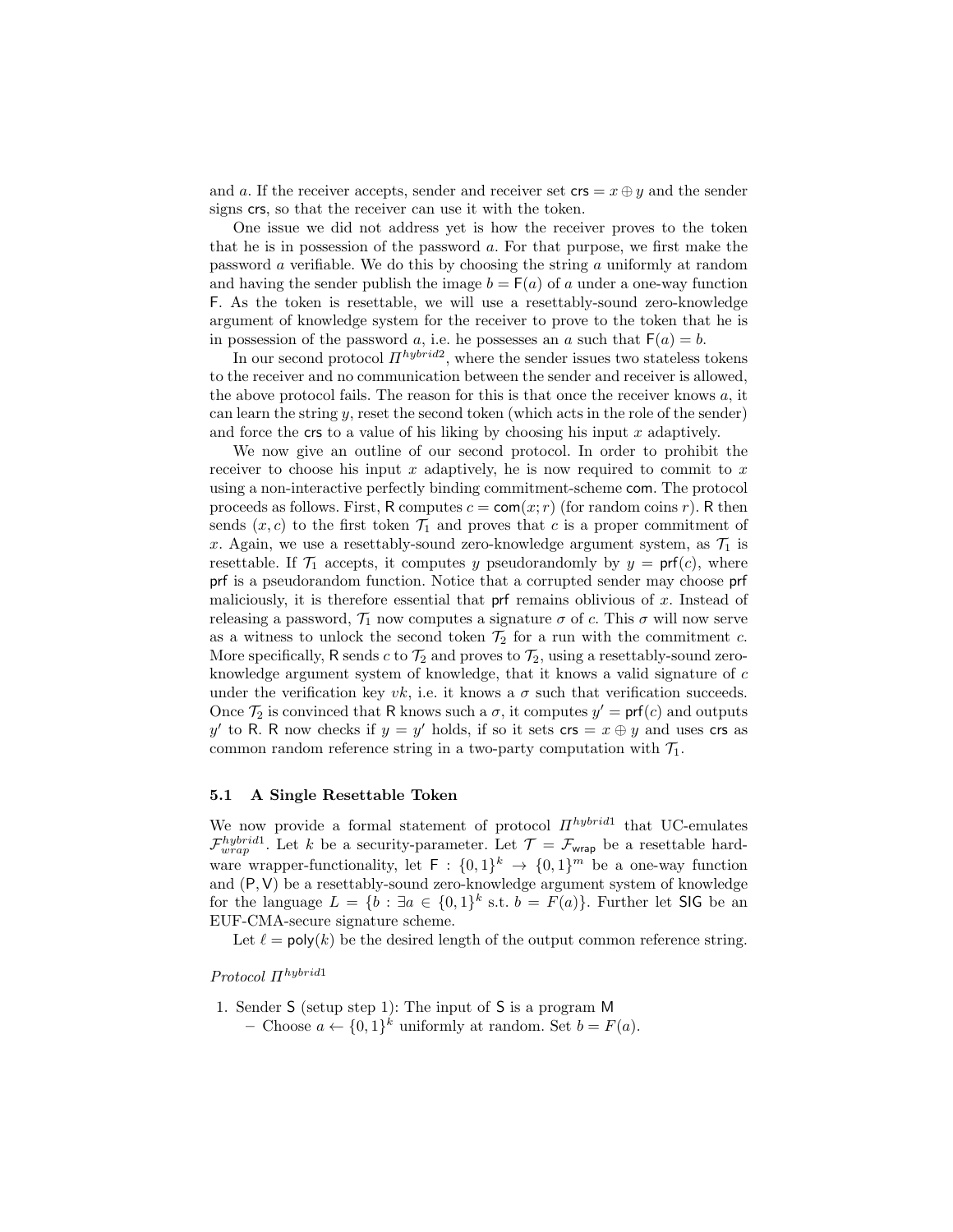and $a$. If the receiver accepts, sender and receiver set $\mathsf{crs} = x \oplus y$ and the sender signs $\mathsf{crs}$, so that the receiver can use it with the token.

One issue we did not address yet is how the receiver proves to the token that he is in possession of the password $a$. For that purpose, we first make the password $a$ verifiable. We do this by choosing the string $a$ uniformly at random and having the sender publish the image $b = \mathsf{F}(a)$ of $a$ under a one-way function $\mathsf{F}$. As the token is resettable, we will use a resettably-sound zero-knowledge argument of knowledge system for the receiver to prove to the token that he is in possession of the password $a$, i.e. he possesses an $a$ such that $\mathsf{F}(a) = b$.

In our second protocol $\Pi^{hybrid2}$, where the sender issues two stateless tokens to the receiver and no communication between the sender and receiver is allowed, the above protocol fails. The reason for this is that once the receiver knows $a$, it can learn the string $y$, reset the second token (which acts in the role of the sender) and force the $\mathsf{crs}$ to a value of his liking by choosing his input $x$ adaptively.

We now give an outline of our second protocol. In order to prohibit the receiver to choose his input $x$ adaptively, he is now required to commit to $x$ using a non-interactive perfectly binding commitment-scheme $\mathsf{com}$. The protocol proceeds as follows. First, $\mathsf{R}$ computes $c = \mathsf{com}(x; r)$ (for random coins $r$). $\mathsf{R}$ then sends $(x, c)$ to the first token $\mathcal{T}_1$ and proves that $c$ is a proper commitment of $x$. Again, we use a resettably-sound zero-knowledge argument system, as $\mathcal{T}_1$ is resettable. If $\mathcal{T}_1$ accepts, it computes $y$ pseudorandomly by $y = \mathsf{prf}(c)$, where $\mathsf{prf}$ is a pseudorandom function. Notice that a corrupted sender may choose $\mathsf{prf}$ maliciously, it is therefore essential that $\mathsf{prf}$ remains oblivious of $x$. Instead of releasing a password, $\mathcal{T}_1$ now computes a signature $\sigma$ of $c$. This $\sigma$ will now serve as a witness to unlock the second token $\mathcal{T}_2$ for a run with the commitment $c$. More specifically, $\mathsf{R}$ sends $c$ to $\mathcal{T}_2$ and proves to $\mathcal{T}_2$, using a resettably-sound zero-knowledge argument system of knowledge, that it knows a valid signature of $c$ under the verification key $vk$, i.e. it knows a $\sigma$ such that verification succeeds. Once $\mathcal{T}_2$ is convinced that $\mathsf{R}$ knows such a $\sigma$, it computes $y' = \mathsf{prf}(c)$ and outputs $y'$ to $\mathsf{R}$. $\mathsf{R}$ now checks if $y = y'$ holds, if so it sets $\mathsf{crs} = x \oplus y$ and uses $\mathsf{crs}$ as common random reference string in a two-party computation with $\mathcal{T}_1$.

### 5.1 A Single Resettable Token

We now provide a formal statement of protocol $\Pi^{hybrid1}$ that UC-emulates $\mathcal{F}^{hybrid1}_{wrap}$. Let $k$ be a security-parameter. Let $\mathcal{T} = \mathcal{F}_{\mathsf{wrap}}$ be a resettable hardware wrapper-functionality, let $\mathsf{F} : \{0,1\}^k \to \{0,1\}^m$ be a one-way function and $(\mathsf{P}, \mathsf{V})$ be a resettably-sound zero-knowledge argument system of knowledge for the language $L = \{b : \exists a \in \{0,1\}^k \text{ s.t. } b = F(a)\}$. Further let $\mathsf{SIG}$ be an EUF-CMA-secure signature scheme.

Let $\ell = \mathsf{poly}(k)$ be the desired length of the output common reference string.

*Protocol $\Pi^{hybrid1}$*

1. Sender $\mathsf{S}$ (setup step 1): The input of $\mathsf{S}$ is a program $\mathsf{M}$
   - Choose $a \leftarrow \{0,1\}^k$ uniformly at random. Set $b = F(a)$.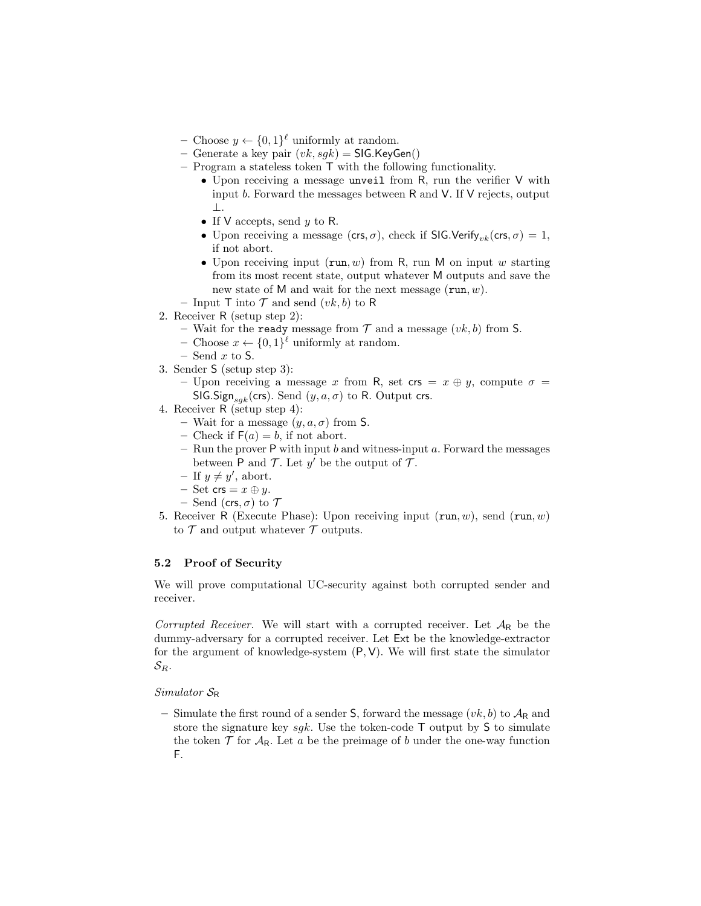- Choose $y \leftarrow \{0,1\}^\ell$ uniformly at random.
  - Generate a key pair $(vk, sgk) = \mathsf{SIG.KeyGen}()$
  - Program a stateless token $\mathsf{T}$ with the following functionality.
    - Upon receiving a message `unveil` from $\mathsf{R}$, run the verifier $\mathsf{V}$ with input $b$. Forward the messages between $\mathsf{R}$ and $\mathsf{V}$. If $\mathsf{V}$ rejects, output $\perp$.
    - If $\mathsf{V}$ accepts, send $y$ to $\mathsf{R}$.
    - Upon receiving a message $(\mathsf{crs}, \sigma)$, check if $\mathsf{SIG.Verify}_{vk}(\mathsf{crs}, \sigma) = 1$, if not abort.
    - Upon receiving input $(\mathtt{run}, w)$ from $\mathsf{R}$, run $\mathsf{M}$ on input $w$ starting from its most recent state, output whatever $\mathsf{M}$ outputs and save the new state of $\mathsf{M}$ and wait for the next message $(\mathtt{run}, w)$.
  - Input $\mathsf{T}$ into $\mathcal{T}$ and send $(vk, b)$ to $\mathsf{R}$

2. Receiver $\mathsf{R}$ (setup step 2):
   - Wait for the `ready` message from $\mathcal{T}$ and a message $(vk, b)$ from $\mathsf{S}$.
   - Choose $x \leftarrow \{0,1\}^\ell$ uniformly at random.
   - Send $x$ to $\mathsf{S}$.
3. Sender $\mathsf{S}$ (setup step 3):
   - Upon receiving a message $x$ from $\mathsf{R}$, set $\mathsf{crs} = x \oplus y$, compute $\sigma = \mathsf{SIG.Sign}_{sgk}(\mathsf{crs})$. Send $(y, a, \sigma)$ to $\mathsf{R}$. Output $\mathsf{crs}$.
4. Receiver $\mathsf{R}$ (setup step 4):
   - Wait for a message $(y, a, \sigma)$ from $\mathsf{S}$.
   - Check if $\mathsf{F}(a) = b$, if not abort.
   - Run the prover $\mathsf{P}$ with input $b$ and witness-input $a$. Forward the messages between $\mathsf{P}$ and $\mathcal{T}$. Let $y'$ be the output of $\mathcal{T}$.
   - If $y \neq y'$, abort.
   - Set $\mathsf{crs} = x \oplus y$.
   - Send $(\mathsf{crs}, \sigma)$ to $\mathcal{T}$
5. Receiver $\mathsf{R}$ (Execute Phase): Upon receiving input $(\mathtt{run}, w)$, send $(\mathtt{run}, w)$ to $\mathcal{T}$ and output whatever $\mathcal{T}$ outputs.

### 5.2 Proof of Security

We will prove computational UC-security against both corrupted sender and receiver.

*Corrupted Receiver.* We will start with a corrupted receiver. Let $\mathcal{A}_\mathsf{R}$ be the dummy-adversary for a corrupted receiver. Let $\mathsf{Ext}$ be the knowledge-extractor for the argument of knowledge-system $(\mathsf{P}, \mathsf{V})$. We will first state the simulator $\mathcal{S}_R$.

*Simulator* $\mathcal{S}_\mathsf{R}$

- Simulate the first round of a sender $\mathsf{S}$, forward the message $(vk, b)$ to $\mathcal{A}_\mathsf{R}$ and store the signature key $sgk$. Use the token-code $\mathsf{T}$ output by $\mathsf{S}$ to simulate the token $\mathcal{T}$ for $\mathcal{A}_\mathsf{R}$. Let $a$ be the preimage of $b$ under the one-way function $\mathsf{F}$.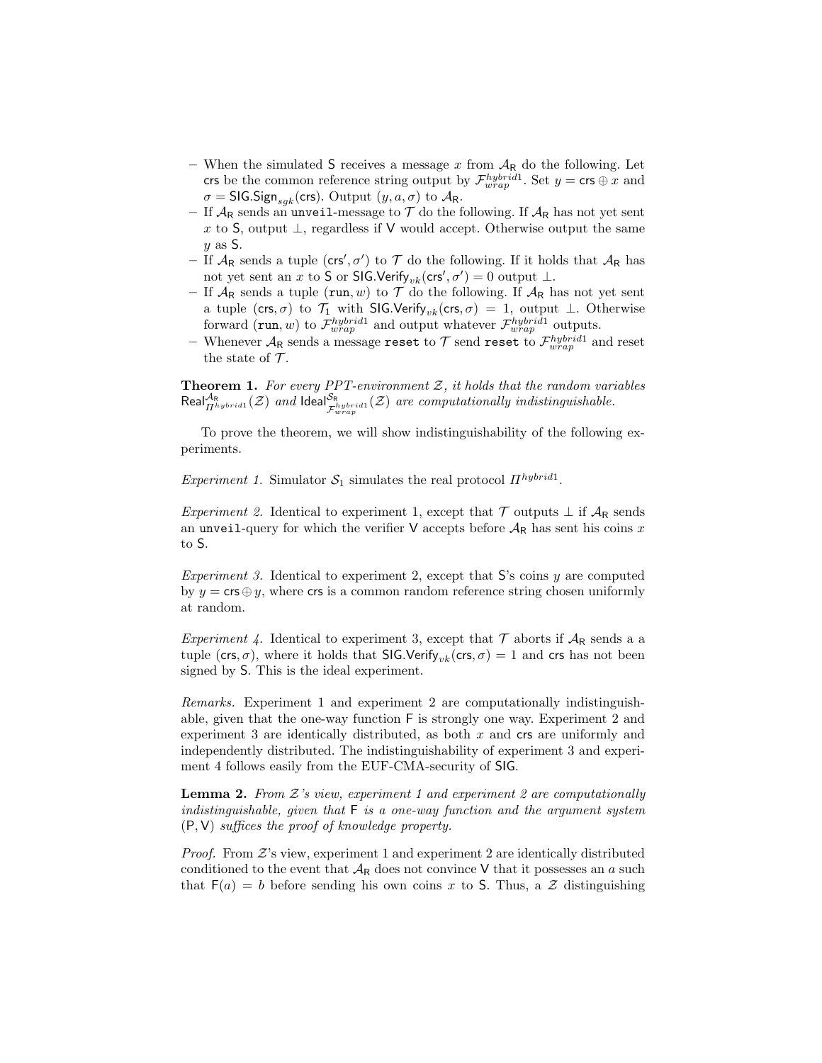– When the simulated $\mathsf{S}$ receives a message $x$ from $\mathcal{A}_\mathsf{R}$ do the following. Let $\mathsf{crs}$ be the common reference string output by $\mathcal{F}_{wrap}^{hybrid1}$. Set $y = \mathsf{crs} \oplus x$ and $\sigma = \mathsf{SIG.Sign}_{sgk}(\mathsf{crs})$. Output $(y, a, \sigma)$ to $\mathcal{A}_\mathsf{R}$.
– If $\mathcal{A}_\mathsf{R}$ sends an `unveil`-message to $\mathcal{T}$ do the following. If $\mathcal{A}_\mathsf{R}$ has not yet sent $x$ to $\mathsf{S}$, output $\perp$, regardless if $\mathsf{V}$ would accept. Otherwise output the same $y$ as $\mathsf{S}$.
– If $\mathcal{A}_\mathsf{R}$ sends a tuple $(\mathsf{crs}', \sigma')$ to $\mathcal{T}$ do the following. If it holds that $\mathcal{A}_\mathsf{R}$ has not yet sent an $x$ to $\mathsf{S}$ or $\mathsf{SIG.Verify}_{vk}(\mathsf{crs}', \sigma') = 0$ output $\perp$.
– If $\mathcal{A}_\mathsf{R}$ sends a tuple $(\mathtt{run}, w)$ to $\mathcal{T}$ do the following. If $\mathcal{A}_\mathsf{R}$ has not yet sent a tuple $(\mathsf{crs}, \sigma)$ to $\mathcal{T}_1$ with $\mathsf{SIG.Verify}_{vk}(\mathsf{crs}, \sigma) = 1$, output $\perp$. Otherwise forward $(\mathtt{run}, w)$ to $\mathcal{F}_{wrap}^{hybrid1}$ and output whatever $\mathcal{F}_{wrap}^{hybrid1}$ outputs.
– Whenever $\mathcal{A}_\mathsf{R}$ sends a message `reset` to $\mathcal{T}$ send `reset` to $\mathcal{F}_{wrap}^{hybrid1}$ and reset the state of $\mathcal{T}$.

**Theorem 1.** *For every PPT-environment $\mathcal{Z}$, it holds that the random variables $\mathsf{Real}_{\Pi^{hybrid1}}^{\mathcal{A}_\mathsf{R}}(\mathcal{Z})$ and $\mathsf{Ideal}_{\mathcal{F}_{wrap}^{hybrid1}}^{\mathcal{S}_\mathsf{R}}(\mathcal{Z})$ are computationally indistinguishable.*

To prove the theorem, we will show indistinguishability of the following experiments.

*Experiment 1.* Simulator $\mathcal{S}_1$ simulates the real protocol $\Pi^{hybrid1}$.

*Experiment 2.* Identical to experiment 1, except that $\mathcal{T}$ outputs $\perp$ if $\mathcal{A}_\mathsf{R}$ sends an `unveil`-query for which the verifier $\mathsf{V}$ accepts before $\mathcal{A}_\mathsf{R}$ has sent his coins $x$ to $\mathsf{S}$.

*Experiment 3.* Identical to experiment 2, except that $\mathsf{S}$'s coins $y$ are computed by $y = \mathsf{crs} \oplus y$, where $\mathsf{crs}$ is a common random reference string chosen uniformly at random.

*Experiment 4.* Identical to experiment 3, except that $\mathcal{T}$ aborts if $\mathcal{A}_\mathsf{R}$ sends a a tuple $(\mathsf{crs}, \sigma)$, where it holds that $\mathsf{SIG.Verify}_{vk}(\mathsf{crs}, \sigma) = 1$ and $\mathsf{crs}$ has not been signed by $\mathsf{S}$. This is the ideal experiment.

*Remarks.* Experiment 1 and experiment 2 are computationally indistinguishable, given that the one-way function $\mathsf{F}$ is strongly one way. Experiment 2 and experiment 3 are identically distributed, as both $x$ and $\mathsf{crs}$ are uniformly and independently distributed. The indistinguishability of experiment 3 and experiment 4 follows easily from the EUF-CMA-security of $\mathsf{SIG}$.

**Lemma 2.** *From $\mathcal{Z}$'s view, experiment 1 and experiment 2 are computationally indistinguishable, given that $\mathsf{F}$ is a one-way function and the argument system $(\mathsf{P}, \mathsf{V})$ suffices the proof of knowledge property.*

*Proof.* From $\mathcal{Z}$'s view, experiment 1 and experiment 2 are identically distributed conditioned to the event that $\mathcal{A}_\mathsf{R}$ does not convince $\mathsf{V}$ that it possesses an $a$ such that $\mathsf{F}(a) = b$ before sending his own coins $x$ to $\mathsf{S}$. Thus, a $\mathcal{Z}$ distinguishing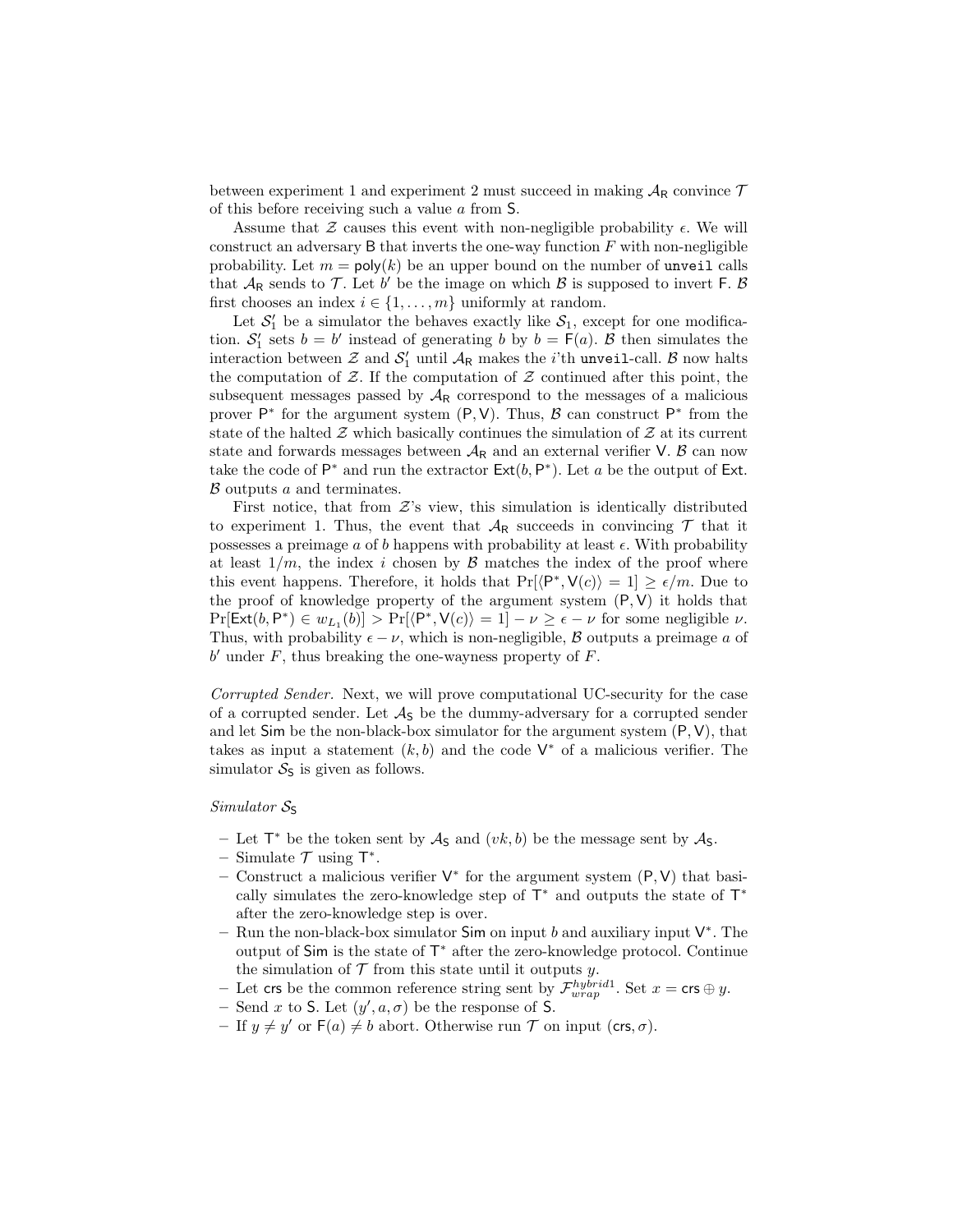between experiment 1 and experiment 2 must succeed in making $\mathcal{A}_\mathsf{R}$ convince $\mathcal{T}$ of this before receiving such a value $a$ from $\mathsf{S}$.

Assume that $\mathcal{Z}$ causes this event with non-negligible probability $\epsilon$. We will construct an adversary $\mathsf{B}$ that inverts the one-way function $F$ with non-negligible probability. Let $m = \mathsf{poly}(k)$ be an upper bound on the number of `unveil` calls that $\mathcal{A}_\mathsf{R}$ sends to $\mathcal{T}$. Let $b'$ be the image on which $\mathcal{B}$ is supposed to invert $\mathsf{F}$. $\mathcal{B}$ first chooses an index $i \in \{1, \dots, m\}$ uniformly at random.

Let $\mathcal{S}_1'$ be a simulator the behaves exactly like $\mathcal{S}_1$, except for one modification. $\mathcal{S}_1'$ sets $b = b'$ instead of generating $b$ by $b = \mathsf{F}(a)$. $\mathcal{B}$ then simulates the interaction between $\mathcal{Z}$ and $\mathcal{S}_1'$ until $\mathcal{A}_\mathsf{R}$ makes the $i$'th `unveil`-call. $\mathcal{B}$ now halts the computation of $\mathcal{Z}$. If the computation of $\mathcal{Z}$ continued after this point, the subsequent messages passed by $\mathcal{A}_\mathsf{R}$ correspond to the messages of a malicious prover $\mathsf{P}^*$ for the argument system $(\mathsf{P}, \mathsf{V})$. Thus, $\mathcal{B}$ can construct $\mathsf{P}^*$ from the state of the halted $\mathcal{Z}$ which basically continues the simulation of $\mathcal{Z}$ at its current state and forwards messages between $\mathcal{A}_\mathsf{R}$ and an external verifier $\mathsf{V}$. $\mathcal{B}$ can now take the code of $\mathsf{P}^*$ and run the extractor $\mathsf{Ext}(b, \mathsf{P}^*)$. Let $a$ be the output of $\mathsf{Ext}$. $\mathcal{B}$ outputs $a$ and terminates.

First notice, that from $\mathcal{Z}$'s view, this simulation is identically distributed to experiment 1. Thus, the event that $\mathcal{A}_\mathsf{R}$ succeeds in convincing $\mathcal{T}$ that it possesses a preimage $a$ of $b$ happens with probability at least $\epsilon$. With probability at least $1/m$, the index $i$ chosen by $\mathcal{B}$ matches the index of the proof where this event happens. Therefore, it holds that $\Pr[\langle \mathsf{P}^*, \mathsf{V}(c)\rangle = 1] \geq \epsilon/m$. Due to the proof of knowledge property of the argument system $(\mathsf{P}, \mathsf{V})$ it holds that $\Pr[\mathsf{Ext}(b, \mathsf{P}^*) \in w_{L_1}(b)] > \Pr[\langle \mathsf{P}^*, \mathsf{V}(c)\rangle = 1] - \nu \geq \epsilon - \nu$ for some negligible $\nu$. Thus, with probability $\epsilon - \nu$, which is non-negligible, $\mathcal{B}$ outputs a preimage $a$ of $b'$ under $F$, thus breaking the one-wayness property of $F$.

*Corrupted Sender.* Next, we will prove computational UC-security for the case of a corrupted sender. Let $\mathcal{A}_\mathsf{S}$ be the dummy-adversary for a corrupted sender and let $\mathsf{Sim}$ be the non-black-box simulator for the argument system $(\mathsf{P}, \mathsf{V})$, that takes as input a statement $(k, b)$ and the code $\mathsf{V}^*$ of a malicious verifier. The simulator $\mathcal{S}_\mathsf{S}$ is given as follows.

*Simulator $\mathcal{S}_\mathsf{S}$*

- Let $\mathsf{T}^*$ be the token sent by $\mathcal{A}_\mathsf{S}$ and $(vk, b)$ be the message sent by $\mathcal{A}_\mathsf{S}$.
- Simulate $\mathcal{T}$ using $\mathsf{T}^*$.
- Construct a malicious verifier $\mathsf{V}^*$ for the argument system $(\mathsf{P}, \mathsf{V})$ that basically simulates the zero-knowledge step of $\mathsf{T}^*$ and outputs the state of $\mathsf{T}^*$ after the zero-knowledge step is over.
- Run the non-black-box simulator $\mathsf{Sim}$ on input $b$ and auxiliary input $\mathsf{V}^*$. The output of $\mathsf{Sim}$ is the state of $\mathsf{T}^*$ after the zero-knowledge protocol. Continue the simulation of $\mathcal{T}$ from this state until it outputs $y$.
- Let $\mathsf{crs}$ be the common reference string sent by $\mathcal{F}_{wrap}^{hybrid1}$. Set $x = \mathsf{crs} \oplus y$.
- Send $x$ to $\mathsf{S}$. Let $(y', a, \sigma)$ be the response of $\mathsf{S}$.
- If $y \neq y'$ or $\mathsf{F}(a) \neq b$ abort. Otherwise run $\mathcal{T}$ on input $(\mathsf{crs}, \sigma)$.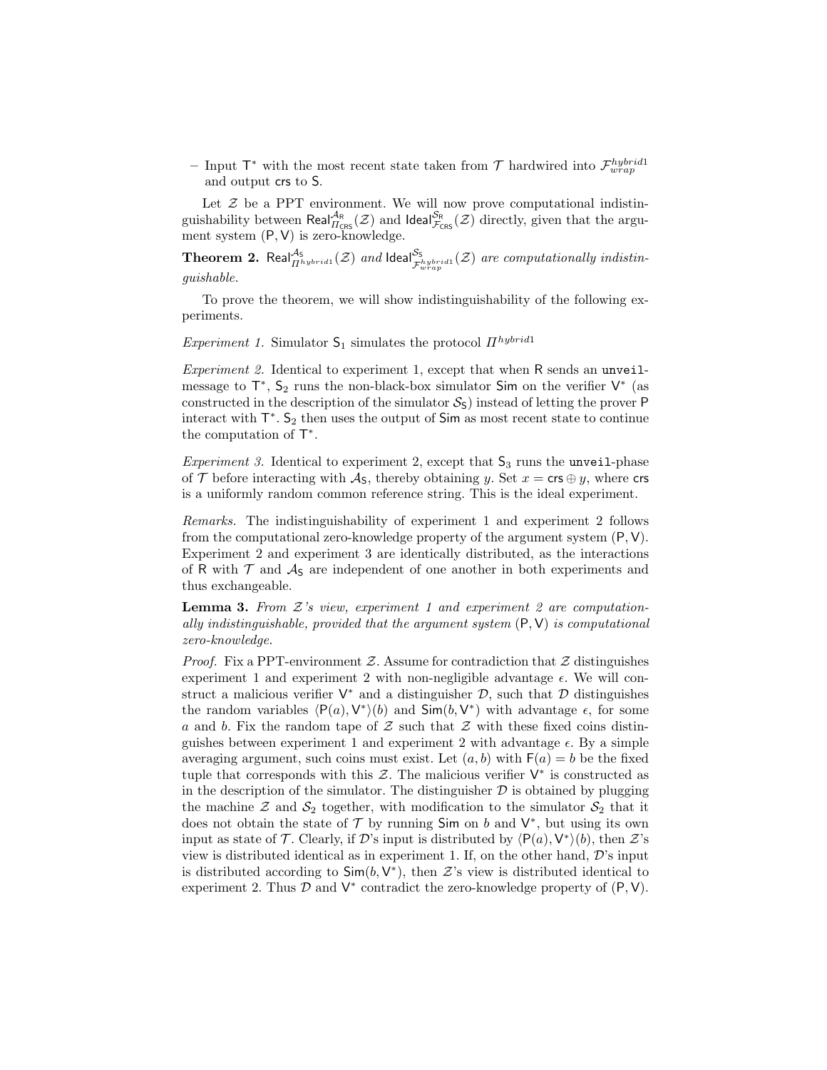– Input $\mathsf{T}^*$ with the most recent state taken from $\mathcal{T}$ hardwired into $\mathcal{F}_{wrap}^{hybrid1}$ and output $\mathsf{crs}$ to $\mathsf{S}$.

Let $\mathcal{Z}$ be a PPT environment. We will now prove computational indistinguishability between $\mathsf{Real}_{\Pi_{\mathsf{CRS}}}^{\mathcal{A}_\mathsf{R}}(\mathcal{Z})$ and $\mathsf{Ideal}_{\mathcal{F}_{\mathsf{CRS}}}^{\mathcal{S}_\mathsf{R}}(\mathcal{Z})$ directly, given that the argument system $(\mathsf{P},\mathsf{V})$ is zero-knowledge.

**Theorem 2.** *$\mathsf{Real}_{\Pi^{hybrid1}}^{\mathcal{A}_\mathsf{S}}(\mathcal{Z})$ and $\mathsf{Ideal}_{\mathcal{F}_{wrap}^{hybrid1}}^{\mathcal{S}_\mathsf{S}}(\mathcal{Z})$ are computationally indistinguishable.*

To prove the theorem, we will show indistinguishability of the following experiments.

*Experiment 1.* Simulator $\mathsf{S}_1$ simulates the protocol $\Pi^{hybrid1}$

*Experiment 2.* Identical to experiment 1, except that when $\mathsf{R}$ sends an `unveil`-message to $\mathsf{T}^*$, $\mathsf{S}_2$ runs the non-black-box simulator $\mathsf{Sim}$ on the verifier $\mathsf{V}^*$ (as constructed in the description of the simulator $\mathcal{S}_\mathsf{S}$) instead of letting the prover $\mathsf{P}$ interact with $\mathsf{T}^*$. $\mathsf{S}_2$ then uses the output of $\mathsf{Sim}$ as most recent state to continue the computation of $\mathsf{T}^*$.

*Experiment 3.* Identical to experiment 2, except that $\mathsf{S}_3$ runs the `unveil`-phase of $\mathcal{T}$ before interacting with $\mathcal{A}_\mathsf{S}$, thereby obtaining $y$. Set $x = \mathsf{crs} \oplus y$, where $\mathsf{crs}$ is a uniformly random common reference string. This is the ideal experiment.

*Remarks.* The indistinguishability of experiment 1 and experiment 2 follows from the computational zero-knowledge property of the argument system $(\mathsf{P},\mathsf{V})$. Experiment 2 and experiment 3 are identically distributed, as the interactions of $\mathsf{R}$ with $\mathcal{T}$ and $\mathcal{A}_\mathsf{S}$ are independent of one another in both experiments and thus exchangeable.

**Lemma 3.** *From $\mathcal{Z}$'s view, experiment 1 and experiment 2 are computationally indistinguishable, provided that the argument system $(\mathsf{P},\mathsf{V})$ is computational zero-knowledge.*

*Proof.* Fix a PPT-environment $\mathcal{Z}$. Assume for contradiction that $\mathcal{Z}$ distinguishes experiment 1 and experiment 2 with non-negligible advantage $\epsilon$. We will construct a malicious verifier $\mathsf{V}^*$ and a distinguisher $\mathcal{D}$, such that $\mathcal{D}$ distinguishes the random variables $\langle \mathsf{P}(a), \mathsf{V}^*\rangle(b)$ and $\mathsf{Sim}(b, \mathsf{V}^*)$ with advantage $\epsilon$, for some $a$ and $b$. Fix the random tape of $\mathcal{Z}$ such that $\mathcal{Z}$ with these fixed coins distinguishes between experiment 1 and experiment 2 with advantage $\epsilon$. By a simple averaging argument, such coins must exist. Let $(a, b)$ with $\mathsf{F}(a) = b$ be the fixed tuple that corresponds with this $\mathcal{Z}$. The malicious verifier $\mathsf{V}^*$ is constructed as in the description of the simulator. The distinguisher $\mathcal{D}$ is obtained by plugging the machine $\mathcal{Z}$ and $\mathcal{S}_2$ together, with modification to the simulator $\mathcal{S}_2$ that it does not obtain the state of $\mathcal{T}$ by running $\mathsf{Sim}$ on $b$ and $\mathsf{V}^*$, but using its own input as state of $\mathcal{T}$. Clearly, if $\mathcal{D}$'s input is distributed by $\langle \mathsf{P}(a), \mathsf{V}^*\rangle(b)$, then $\mathcal{Z}$'s view is distributed identical as in experiment 1. If, on the other hand, $\mathcal{D}$'s input is distributed according to $\mathsf{Sim}(b, \mathsf{V}^*)$, then $\mathcal{Z}$'s view is distributed identical to experiment 2. Thus $\mathcal{D}$ and $\mathsf{V}^*$ contradict the zero-knowledge property of $(\mathsf{P},\mathsf{V})$.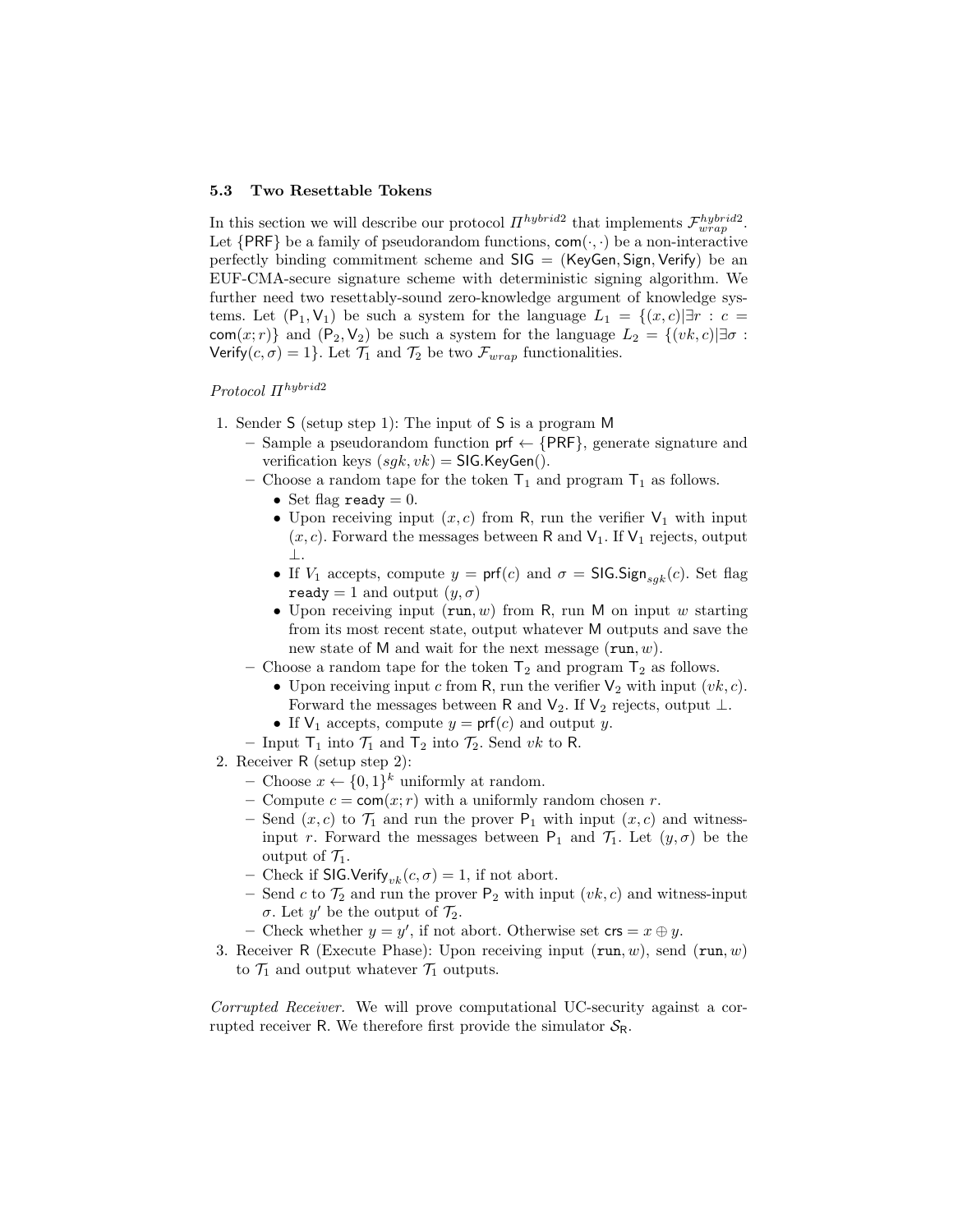### 5.3 Two Resettable Tokens

In this section we will describe our protocol $\Pi^{hybrid2}$ that implements $\mathcal{F}_{wrap}^{hybrid2}$. Let $\{\mathsf{PRF}\}$ be a family of pseudorandom functions, $\mathsf{com}(\cdot,\cdot)$ be a non-interactive perfectly binding commitment scheme and $\mathsf{SIG} = (\mathsf{KeyGen}, \mathsf{Sign}, \mathsf{Verify})$ be an EUF-CMA-secure signature scheme with deterministic signing algorithm. We further need two resettably-sound zero-knowledge argument of knowledge systems. Let $(\mathsf{P}_1, \mathsf{V}_1)$ be such a system for the language $L_1 = \{(x,c) | \exists r : c = \mathsf{com}(x;r)\}$ and $(\mathsf{P}_2, \mathsf{V}_2)$ be such a system for the language $L_2 = \{(vk, c) | \exists \sigma : \mathsf{Verify}(c, \sigma) = 1\}$. Let $\mathcal{T}_1$ and $\mathcal{T}_2$ be two $\mathcal{F}_{wrap}$ functionalities.

*Protocol $\Pi^{hybrid2}$*

1. Sender $\mathsf{S}$ (setup step 1): The input of $\mathsf{S}$ is a program $\mathsf{M}$
   - Sample a pseudorandom function $\mathsf{prf} \leftarrow \{\mathsf{PRF}\}$, generate signature and verification keys $(sgk, vk) = \mathsf{SIG.KeyGen}()$.
   - Choose a random tape for the token $\mathsf{T}_1$ and program $\mathsf{T}_1$ as follows.
     - Set flag $\mathtt{ready} = 0$.
     - Upon receiving input $(x, c)$ from $\mathsf{R}$, run the verifier $\mathsf{V}_1$ with input $(x, c)$. Forward the messages between $\mathsf{R}$ and $\mathsf{V}_1$. If $\mathsf{V}_1$ rejects, output $\bot$.
     - If $V_1$ accepts, compute $y = \mathsf{prf}(c)$ and $\sigma = \mathsf{SIG.Sign}_{sgk}(c)$. Set flag $\mathtt{ready} = 1$ and output $(y, \sigma)$
     - Upon receiving input $(\mathtt{run}, w)$ from $\mathsf{R}$, run $\mathsf{M}$ on input $w$ starting from its most recent state, output whatever $\mathsf{M}$ outputs and save the new state of $\mathsf{M}$ and wait for the next message $(\mathtt{run}, w)$.
   - Choose a random tape for the token $\mathsf{T}_2$ and program $\mathsf{T}_2$ as follows.
     - Upon receiving input $c$ from $\mathsf{R}$, run the verifier $\mathsf{V}_2$ with input $(vk, c)$. Forward the messages between $\mathsf{R}$ and $\mathsf{V}_2$. If $\mathsf{V}_2$ rejects, output $\bot$.
     - If $\mathsf{V}_1$ accepts, compute $y = \mathsf{prf}(c)$ and output $y$.
   - Input $\mathsf{T}_1$ into $\mathcal{T}_1$ and $\mathsf{T}_2$ into $\mathcal{T}_2$. Send $vk$ to $\mathsf{R}$.
2. Receiver $\mathsf{R}$ (setup step 2):
   - Choose $x \leftarrow \{0,1\}^k$ uniformly at random.
   - Compute $c = \mathsf{com}(x; r)$ with a uniformly random chosen $r$.
   - Send $(x, c)$ to $\mathcal{T}_1$ and run the prover $\mathsf{P}_1$ with input $(x, c)$ and witness-input $r$. Forward the messages between $\mathsf{P}_1$ and $\mathcal{T}_1$. Let $(y, \sigma)$ be the output of $\mathcal{T}_1$.
   - Check if $\mathsf{SIG.Verify}_{vk}(c, \sigma) = 1$, if not abort.
   - Send $c$ to $\mathcal{T}_2$ and run the prover $\mathsf{P}_2$ with input $(vk, c)$ and witness-input $\sigma$. Let $y'$ be the output of $\mathcal{T}_2$.
   - Check whether $y = y'$, if not abort. Otherwise set $\mathsf{crs} = x \oplus y$.
3. Receiver $\mathsf{R}$ (Execute Phase): Upon receiving input $(\mathtt{run}, w)$, send $(\mathtt{run}, w)$ to $\mathcal{T}_1$ and output whatever $\mathcal{T}_1$ outputs.

*Corrupted Receiver.* We will prove computational UC-security against a corrupted receiver $\mathsf{R}$. We therefore first provide the simulator $\mathcal{S}_{\mathsf{R}}$.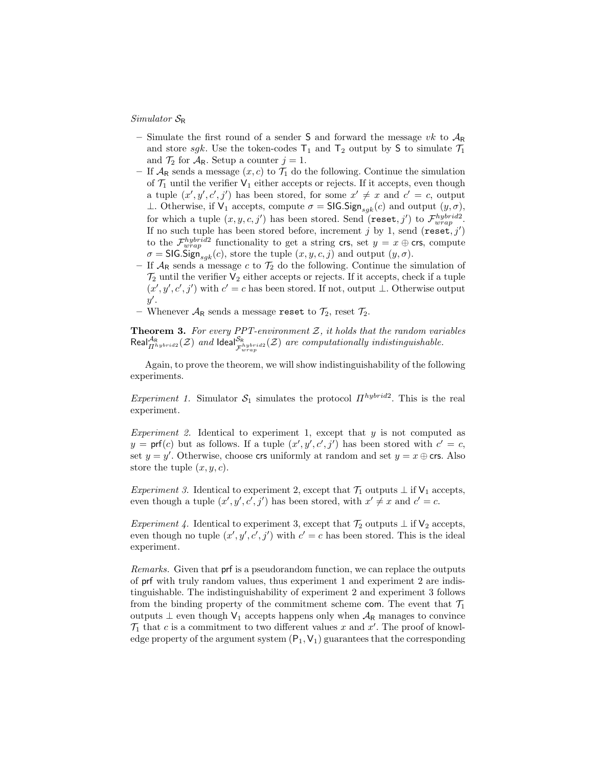*Simulator* $\mathcal{S}_{\mathsf{R}}$

- Simulate the first round of a sender $\mathsf{S}$ and forward the message $vk$ to $\mathcal{A}_{\mathsf{R}}$ and store $sgk$. Use the token-codes $\mathsf{T}_1$ and $\mathsf{T}_2$ output by $\mathsf{S}$ to simulate $\mathcal{T}_1$ and $\mathcal{T}_2$ for $\mathcal{A}_{\mathsf{R}}$. Setup a counter $j = 1$.
- If $\mathcal{A}_{\mathsf{R}}$ sends a message $(x, c)$ to $\mathcal{T}_1$ do the following. Continue the simulation of $\mathcal{T}_1$ until the verifier $\mathsf{V}_1$ either accepts or rejects. If it accepts, even though a tuple $(x', y', c', j')$ has been stored, for some $x' \neq x$ and $c' = c$, output $\perp$. Otherwise, if $\mathsf{V}_1$ accepts, compute $\sigma = \mathsf{SIG.Sign}_{sgk}(c)$ and output $(y, \sigma)$, for which a tuple $(x, y, c, j')$ has been stored. Send $(\mathtt{reset}, j')$ to $\mathcal{F}_{wrap}^{hybrid2}$. If no such tuple has been stored before, increment $j$ by 1, send $(\mathtt{reset}, j')$ to the $\mathcal{F}_{wrap}^{hybrid2}$ functionality to get a string $\mathsf{crs}$, set $y = x \oplus \mathsf{crs}$, compute $\sigma = \mathsf{SIG.Sign}_{sgk}(c)$, store the tuple $(x, y, c, j)$ and output $(y, \sigma)$.
- If $\mathcal{A}_{\mathsf{R}}$ sends a message $c$ to $\mathcal{T}_2$ do the following. Continue the simulation of $\mathcal{T}_2$ until the verifier $\mathsf{V}_2$ either accepts or rejects. If it accepts, check if a tuple $(x', y', c', j')$ with $c' = c$ has been stored. If not, output $\perp$. Otherwise output $y'$.
- Whenever $\mathcal{A}_{\mathsf{R}}$ sends a message $\mathtt{reset}$ to $\mathcal{T}_2$, reset $\mathcal{T}_2$.

**Theorem 3.** *For every PPT-environment $\mathcal{Z}$, it holds that the random variables $\mathsf{Real}^{\mathcal{A}_{\mathsf{R}}}_{\Pi^{hybrid2}}(\mathcal{Z})$ and $\mathsf{Ideal}^{\mathcal{S}_{\mathsf{R}}}_{\mathcal{F}^{hybrid2}_{wrap}}(\mathcal{Z})$ are computationally indistinguishable.*

Again, to prove the theorem, we will show indistinguishability of the following experiments.

*Experiment 1.* Simulator $\mathcal{S}_1$ simulates the protocol $\Pi^{hybrid2}$. This is the real experiment.

*Experiment 2.* Identical to experiment 1, except that $y$ is not computed as $y = \mathsf{prf}(c)$ but as follows. If a tuple $(x', y', c', j')$ has been stored with $c' = c$, set $y = y'$. Otherwise, choose $\mathsf{crs}$ uniformly at random and set $y = x \oplus \mathsf{crs}$. Also store the tuple $(x, y, c)$.

*Experiment 3.* Identical to experiment 2, except that $\mathcal{T}_1$ outputs $\perp$ if $\mathsf{V}_1$ accepts, even though a tuple $(x', y', c', j')$ has been stored, with $x' \neq x$ and $c' = c$.

*Experiment 4.* Identical to experiment 3, except that $\mathcal{T}_2$ outputs $\perp$ if $\mathsf{V}_2$ accepts, even though no tuple $(x', y', c', j')$ with $c' = c$ has been stored. This is the ideal experiment.

*Remarks.* Given that $\mathsf{prf}$ is a pseudorandom function, we can replace the outputs of $\mathsf{prf}$ with truly random values, thus experiment 1 and experiment 2 are indistinguishable. The indistinguishability of experiment 2 and experiment 3 follows from the binding property of the commitment scheme $\mathsf{com}$. The event that $\mathcal{T}_1$ outputs $\perp$ even though $\mathsf{V}_1$ accepts happens only when $\mathcal{A}_{\mathsf{R}}$ manages to convince $\mathcal{T}_1$ that $c$ is a commitment to two different values $x$ and $x'$. The proof of knowledge property of the argument system $(\mathsf{P}_1, \mathsf{V}_1)$ guarantees that the corresponding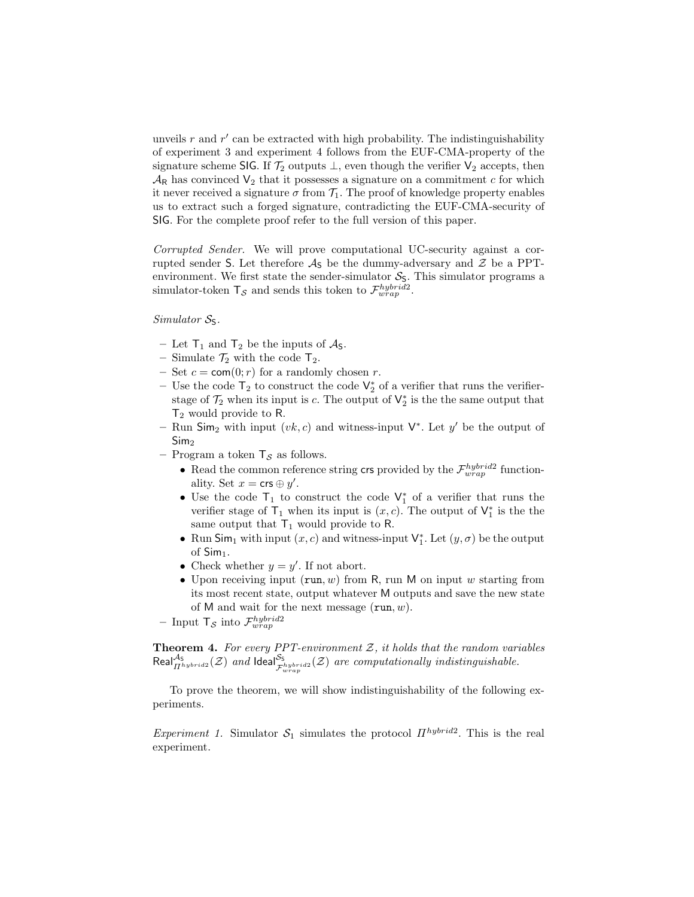unveils $r$ and $r'$ can be extracted with high probability. The indistinguishability of experiment 3 and experiment 4 follows from the EUF-CMA-property of the signature scheme $\mathsf{SIG}$. If $\mathcal{T}_2$ outputs $\perp$, even though the verifier $\mathsf{V}_2$ accepts, then $\mathcal{A}_\mathsf{R}$ has convinced $\mathsf{V}_2$ that it possesses a signature on a commitment $c$ for which it never received a signature $\sigma$ from $\mathcal{T}_1$. The proof of knowledge property enables us to extract such a forged signature, contradicting the EUF-CMA-security of $\mathsf{SIG}$. For the complete proof refer to the full version of this paper.

*Corrupted Sender.* We will prove computational UC-security against a corrupted sender $\mathsf{S}$. Let therefore $\mathcal{A}_\mathsf{S}$ be the dummy-adversary and $\mathcal{Z}$ be a PPT-environment. We first state the sender-simulator $\mathcal{S}_\mathsf{S}$. This simulator programs a simulator-token $\mathsf{T}_\mathcal{S}$ and sends this token to $\mathcal{F}_{wrap}^{hybrid2}$.

*Simulator $\mathcal{S}_\mathsf{S}$.*

- Let $\mathsf{T}_1$ and $\mathsf{T}_2$ be the inputs of $\mathcal{A}_\mathsf{S}$.
- Simulate $\mathcal{T}_2$ with the code $\mathsf{T}_2$.
- Set $c = \mathsf{com}(0; r)$ for a randomly chosen $r$.
- Use the code $\mathsf{T}_2$ to construct the code $\mathsf{V}_2^*$ of a verifier that runs the verifier-stage of $\mathcal{T}_2$ when its input is $c$. The output of $\mathsf{V}_2^*$ is the the same output that $\mathsf{T}_2$ would provide to $\mathsf{R}$.
- Run $\mathsf{Sim}_2$ with input $(vk, c)$ and witness-input $\mathsf{V}^*$. Let $y'$ be the output of $\mathsf{Sim}_2$
- Program a token $\mathsf{T}_\mathcal{S}$ as follows.
  - Read the common reference string $\mathsf{crs}$ provided by the $\mathcal{F}_{wrap}^{hybrid2}$ functionality. Set $x = \mathsf{crs} \oplus y'$.
  - Use the code $\mathsf{T}_1$ to construct the code $\mathsf{V}_1^*$ of a verifier that runs the verifier stage of $\mathsf{T}_1$ when its input is $(x, c)$. The output of $\mathsf{V}_1^*$ is the the same output that $\mathsf{T}_1$ would provide to $\mathsf{R}$.
  - Run $\mathsf{Sim}_1$ with input $(x, c)$ and witness-input $\mathsf{V}_1^*$. Let $(y, \sigma)$ be the output of $\mathsf{Sim}_1$.
  - Check whether $y = y'$. If not abort.
  - Upon receiving input $(\mathtt{run}, w)$ from $\mathsf{R}$, run $\mathsf{M}$ on input $w$ starting from its most recent state, output whatever $\mathsf{M}$ outputs and save the new state of $\mathsf{M}$ and wait for the next message $(\mathtt{run}, w)$.
- Input $\mathsf{T}_\mathcal{S}$ into $\mathcal{F}_{wrap}^{hybrid2}$

**Theorem 4.** *For every PPT-environment $\mathcal{Z}$, it holds that the random variables $\mathsf{Real}_{\Pi^{hybrid2}}^{\mathcal{A}_\mathsf{S}}(\mathcal{Z})$ and $\mathsf{Ideal}_{\mathcal{F}_{wrap}^{hybrid2}}^{\mathcal{S}_\mathsf{S}}(\mathcal{Z})$ are computationally indistinguishable.*

To prove the theorem, we will show indistinguishability of the following experiments.

*Experiment 1.* Simulator $\mathcal{S}_1$ simulates the protocol $\Pi^{hybrid2}$. This is the real experiment.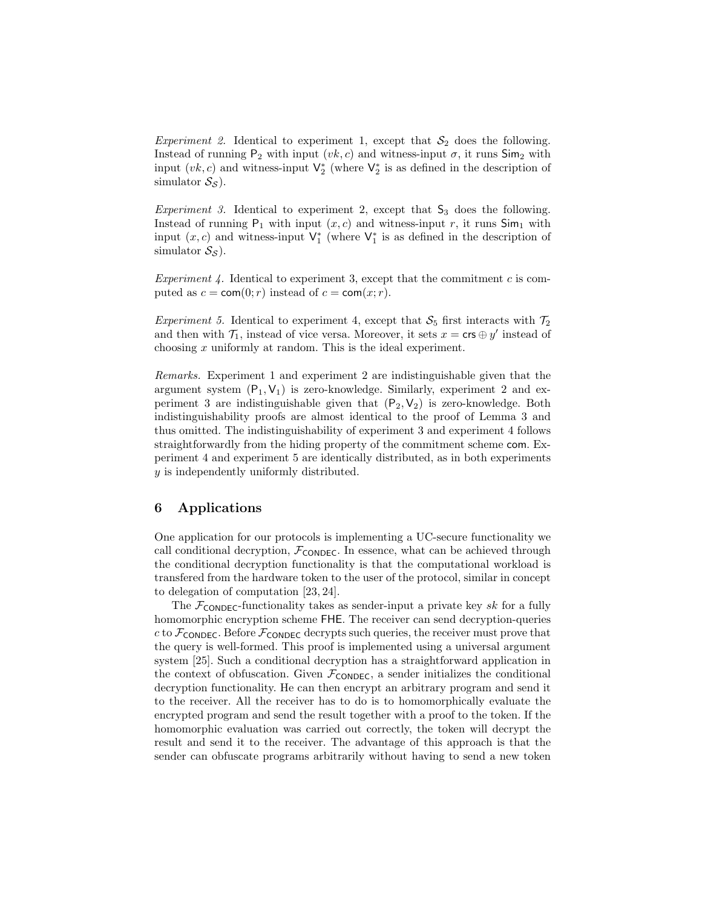*Experiment 2.* Identical to experiment 1, except that $\mathcal{S}_2$ does the following. Instead of running $\mathsf{P}_2$ with input $(vk, c)$ and witness-input $\sigma$, it runs $\mathsf{Sim}_2$ with input $(vk, c)$ and witness-input $\mathsf{V}_2^*$ (where $\mathsf{V}_2^*$ is as defined in the description of simulator $\mathcal{S}_{\mathcal{S}}$).

*Experiment 3.* Identical to experiment 2, except that $\mathsf{S}_3$ does the following. Instead of running $\mathsf{P}_1$ with input $(x, c)$ and witness-input $r$, it runs $\mathsf{Sim}_1$ with input $(x, c)$ and witness-input $\mathsf{V}_1^*$ (where $\mathsf{V}_1^*$ is as defined in the description of simulator $\mathcal{S}_{\mathcal{S}}$).

*Experiment 4.* Identical to experiment 3, except that the commitment $c$ is computed as $c = \mathsf{com}(0; r)$ instead of $c = \mathsf{com}(x; r)$.

*Experiment 5.* Identical to experiment 4, except that $\mathcal{S}_5$ first interacts with $\mathcal{T}_2$ and then with $\mathcal{T}_1$, instead of vice versa. Moreover, it sets $x = \mathsf{crs} \oplus y'$ instead of choosing $x$ uniformly at random. This is the ideal experiment.

*Remarks.* Experiment 1 and experiment 2 are indistinguishable given that the argument system $(\mathsf{P}_1, \mathsf{V}_1)$ is zero-knowledge. Similarly, experiment 2 and experiment 3 are indistinguishable given that $(\mathsf{P}_2, \mathsf{V}_2)$ is zero-knowledge. Both indistinguishability proofs are almost identical to the proof of Lemma 3 and thus omitted. The indistinguishability of experiment 3 and experiment 4 follows straightforwardly from the hiding property of the commitment scheme $\mathsf{com}$. Experiment 4 and experiment 5 are identically distributed, as in both experiments $y$ is independently uniformly distributed.

## 6 Applications

One application for our protocols is implementing a UC-secure functionality we call conditional decryption, $\mathcal{F}_{\mathsf{CONDEC}}$. In essence, what can be achieved through the conditional decryption functionality is that the computational workload is transfered from the hardware token to the user of the protocol, similar in concept to delegation of computation [23, 24].

The $\mathcal{F}_{\mathsf{CONDEC}}$-functionality takes as sender-input a private key $sk$ for a fully homomorphic encryption scheme $\mathsf{FHE}$. The receiver can send decryption-queries $c$ to $\mathcal{F}_{\mathsf{CONDEC}}$. Before $\mathcal{F}_{\mathsf{CONDEC}}$ decrypts such queries, the receiver must prove that the query is well-formed. This proof is implemented using a universal argument system [25]. Such a conditional decryption has a straightforward application in the context of obfuscation. Given $\mathcal{F}_{\mathsf{CONDEC}}$, a sender initializes the conditional decryption functionality. He can then encrypt an arbitrary program and send it to the receiver. All the receiver has to do is to homomorphically evaluate the encrypted program and send the result together with a proof to the token. If the homomorphic evaluation was carried out correctly, the token will decrypt the result and send it to the receiver. The advantage of this approach is that the sender can obfuscate programs arbitrarily without having to send a new token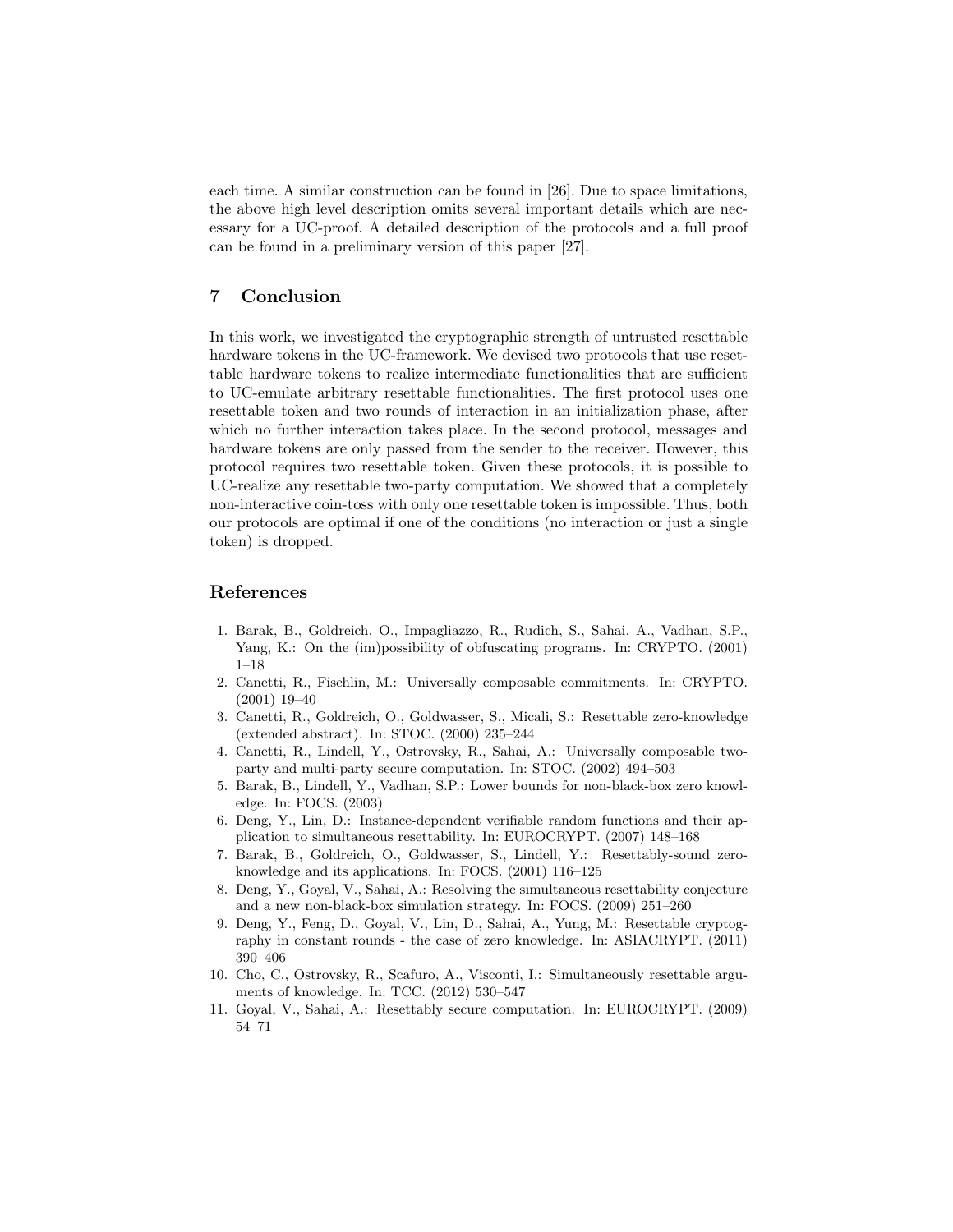each time. A similar construction can be found in [26]. Due to space limitations, the above high level description omits several important details which are necessary for a UC-proof. A detailed description of the protocols and a full proof can be found in a preliminary version of this paper [27].

## 7 Conclusion

In this work, we investigated the cryptographic strength of untrusted resettable hardware tokens in the UC-framework. We devised two protocols that use resettable hardware tokens to realize intermediate functionalities that are sufficient to UC-emulate arbitrary resettable functionalities. The first protocol uses one resettable token and two rounds of interaction in an initialization phase, after which no further interaction takes place. In the second protocol, messages and hardware tokens are only passed from the sender to the receiver. However, this protocol requires two resettable token. Given these protocols, it is possible to UC-realize any resettable two-party computation. We showed that a completely non-interactive coin-toss with only one resettable token is impossible. Thus, both our protocols are optimal if one of the conditions (no interaction or just a single token) is dropped.

## References

1. Barak, B., Goldreich, O., Impagliazzo, R., Rudich, S., Sahai, A., Vadhan, S.P., Yang, K.: On the (im)possibility of obfuscating programs. In: CRYPTO. (2001) 1–18
2. Canetti, R., Fischlin, M.: Universally composable commitments. In: CRYPTO. (2001) 19–40
3. Canetti, R., Goldreich, O., Goldwasser, S., Micali, S.: Resettable zero-knowledge (extended abstract). In: STOC. (2000) 235–244
4. Canetti, R., Lindell, Y., Ostrovsky, R., Sahai, A.: Universally composable two-party and multi-party secure computation. In: STOC. (2002) 494–503
5. Barak, B., Lindell, Y., Vadhan, S.P.: Lower bounds for non-black-box zero knowledge. In: FOCS. (2003)
6. Deng, Y., Lin, D.: Instance-dependent verifiable random functions and their application to simultaneous resettability. In: EUROCRYPT. (2007) 148–168
7. Barak, B., Goldreich, O., Goldwasser, S., Lindell, Y.: Resettably-sound zero-knowledge and its applications. In: FOCS. (2001) 116–125
8. Deng, Y., Goyal, V., Sahai, A.: Resolving the simultaneous resettability conjecture and a new non-black-box simulation strategy. In: FOCS. (2009) 251–260
9. Deng, Y., Feng, D., Goyal, V., Lin, D., Sahai, A., Yung, M.: Resettable cryptography in constant rounds - the case of zero knowledge. In: ASIACRYPT. (2011) 390–406
10. Cho, C., Ostrovsky, R., Scafuro, A., Visconti, I.: Simultaneously resettable arguments of knowledge. In: TCC. (2012) 530–547
11. Goyal, V., Sahai, A.: Resettably secure computation. In: EUROCRYPT. (2009) 54–71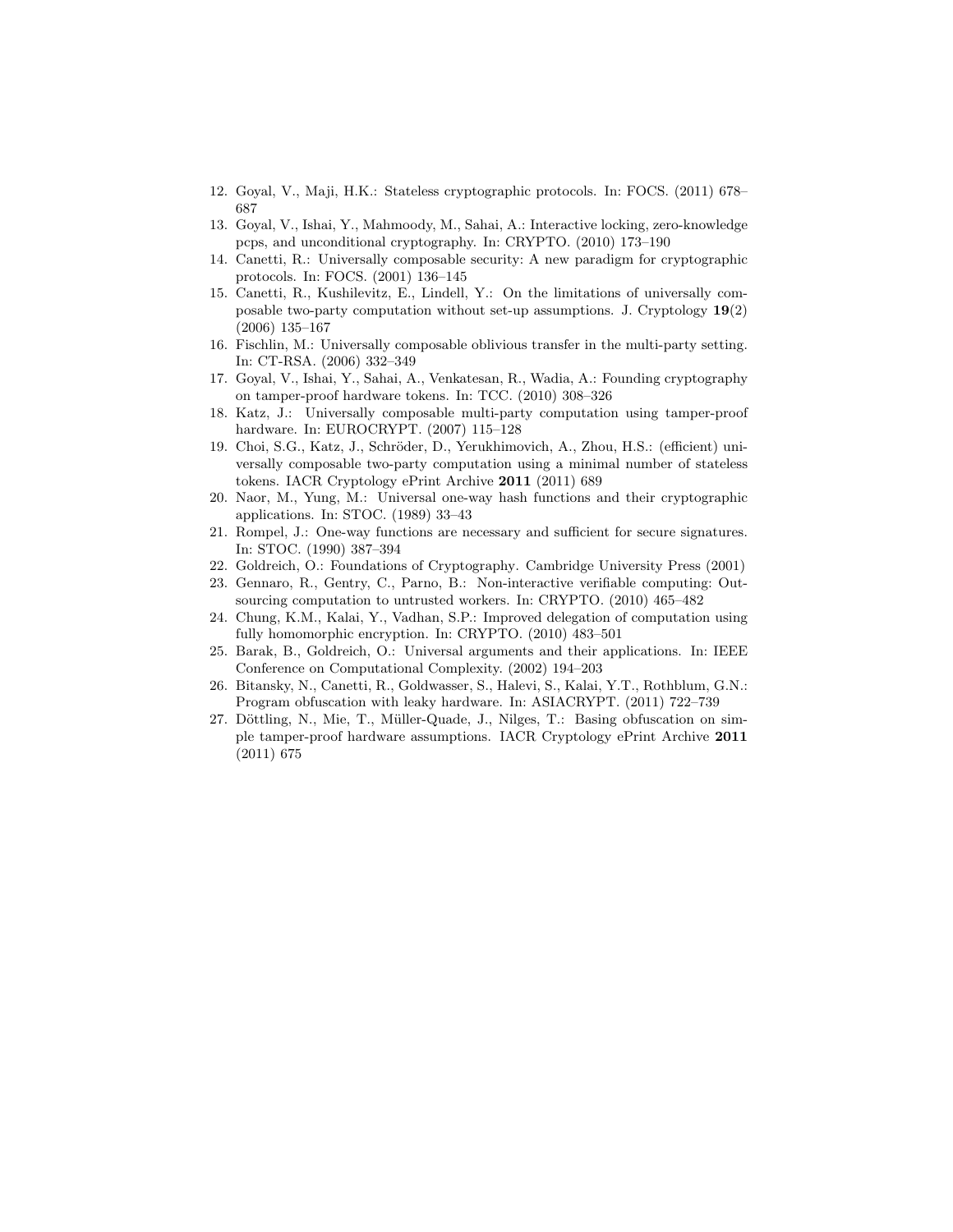12. Goyal, V., Maji, H.K.: Stateless cryptographic protocols. In: FOCS. (2011) 678–687
13. Goyal, V., Ishai, Y., Mahmoody, M., Sahai, A.: Interactive locking, zero-knowledge pcps, and unconditional cryptography. In: CRYPTO. (2010) 173–190
14. Canetti, R.: Universally composable security: A new paradigm for cryptographic protocols. In: FOCS. (2001) 136–145
15. Canetti, R., Kushilevitz, E., Lindell, Y.: On the limitations of universally composable two-party computation without set-up assumptions. J. Cryptology **19**(2) (2006) 135–167
16. Fischlin, M.: Universally composable oblivious transfer in the multi-party setting. In: CT-RSA. (2006) 332–349
17. Goyal, V., Ishai, Y., Sahai, A., Venkatesan, R., Wadia, A.: Founding cryptography on tamper-proof hardware tokens. In: TCC. (2010) 308–326
18. Katz, J.: Universally composable multi-party computation using tamper-proof hardware. In: EUROCRYPT. (2007) 115–128
19. Choi, S.G., Katz, J., Schröder, D., Yerukhimovich, A., Zhou, H.S.: (efficient) universally composable two-party computation using a minimal number of stateless tokens. IACR Cryptology ePrint Archive **2011** (2011) 689
20. Naor, M., Yung, M.: Universal one-way hash functions and their cryptographic applications. In: STOC. (1989) 33–43
21. Rompel, J.: One-way functions are necessary and sufficient for secure signatures. In: STOC. (1990) 387–394
22. Goldreich, O.: Foundations of Cryptography. Cambridge University Press (2001)
23. Gennaro, R., Gentry, C., Parno, B.: Non-interactive verifiable computing: Outsourcing computation to untrusted workers. In: CRYPTO. (2010) 465–482
24. Chung, K.M., Kalai, Y., Vadhan, S.P.: Improved delegation of computation using fully homomorphic encryption. In: CRYPTO. (2010) 483–501
25. Barak, B., Goldreich, O.: Universal arguments and their applications. In: IEEE Conference on Computational Complexity. (2002) 194–203
26. Bitansky, N., Canetti, R., Goldwasser, S., Halevi, S., Kalai, Y.T., Rothblum, G.N.: Program obfuscation with leaky hardware. In: ASIACRYPT. (2011) 722–739
27. Döttling, N., Mie, T., Müller-Quade, J., Nilges, T.: Basing obfuscation on simple tamper-proof hardware assumptions. IACR Cryptology ePrint Archive **2011** (2011) 675